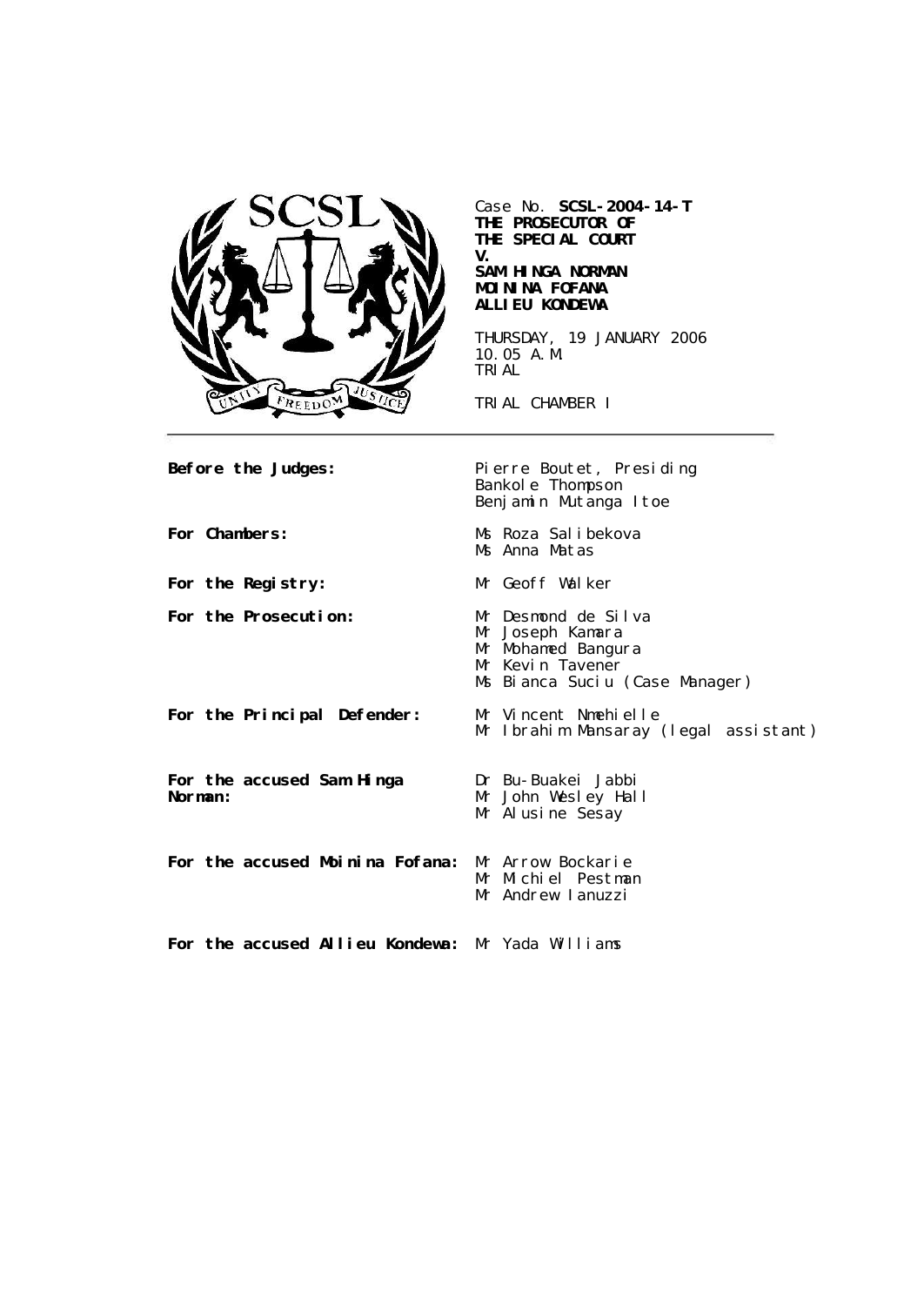Case No. **SCSL-2004-14-T**
**THE PROSECUTOR OF THE SPECIAL COURT**
**V.**
**SAM HINGA NORMAN**
**MOININA FOFANA**
**ALLIEU KONDEWA**

THURSDAY, 19 JANUARY 2006
10.05 A.M.
TRIAL

TRIAL CHAMBER I

| | |
|---|---|
| **Before the Judges:** | Pierre Boutet, Presiding<br>Bankole Thompson<br>Benjamin Mutanga Itoe |
| **For Chambers:** | Ms Roza Salibekova<br>Ms Anna Matas |
| **For the Registry:** | Mr Geoff Walker |
| **For the Prosecution:** | Mr Desmond de Silva<br>Mr Joseph Kamara<br>Mr Mohamed Bangura<br>Mr Kevin Tavener<br>Ms Bianca Suciu (Case Manager) |
| **For the Principal Defender:** | Mr Vincent Nmehielle<br>Mr Ibrahim Mansaray (legal assistant) |
| **For the accused Sam Hinga Norman:** | Dr Bu-Buakei Jabbi<br>Mr John Wesley Hall<br>Mr Alusine Sesay |
| **For the accused Moinina Fofana:** | Mr Arrow Bockarie<br>Mr Michiel Pestman<br>Mr Andrew Ianuzzi |
| **For the accused Allieu Kondewa:** | Mr Yada Williams |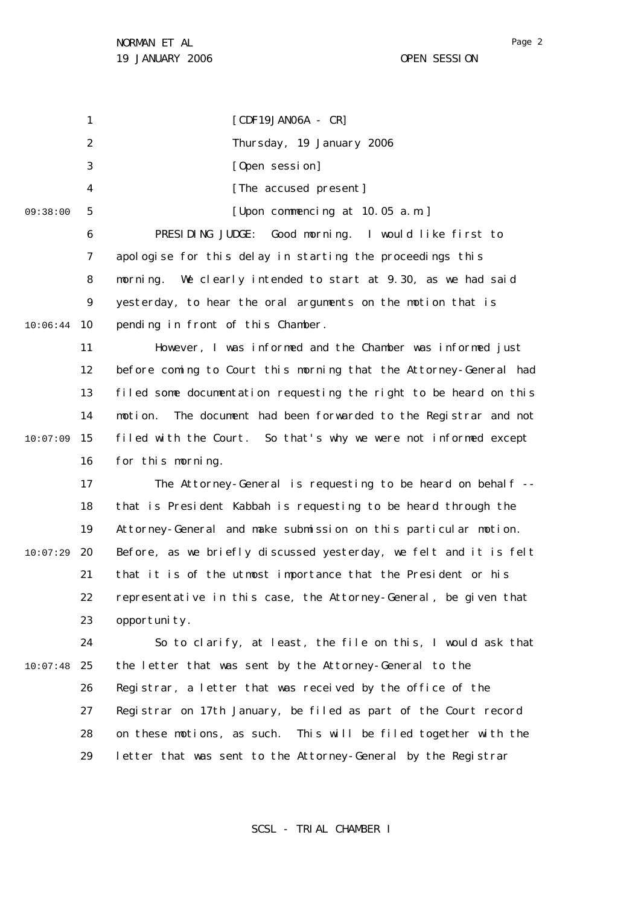[CDF19JAN06A - CR]

Thursday, 19 January 2006

[Open session]

[The accused present]

[Upon commencing at 10.05 a.m.]

PRESIDING JUDGE: Good morning. I would like first to apologise for this delay in starting the proceedings this morning. We clearly intended to start at 9.30, as we had said yesterday, to hear the oral arguments on the motion that is pending in front of this Chamber.

However, I was informed and the Chamber was informed just before coming to Court this morning that the Attorney-General had filed some documentation requesting the right to be heard on this motion. The document had been forwarded to the Registrar and not filed with the Court. So that's why we were not informed except for this morning.

The Attorney-General is requesting to be heard on behalf -- that is President Kabbah is requesting to be heard through the Attorney-General and make submission on this particular motion. Before, as we briefly discussed yesterday, we felt and it is felt that it is of the utmost importance that the President or his representative in this case, the Attorney-General, be given that opportunity.

So to clarify, at least, the file on this, I would ask that the letter that was sent by the Attorney-General to the Registrar, a letter that was received by the office of the Registrar on 17th January, be filed as part of the Court record on these motions, as such. This will be filed together with the letter that was sent to the Attorney-General by the Registrar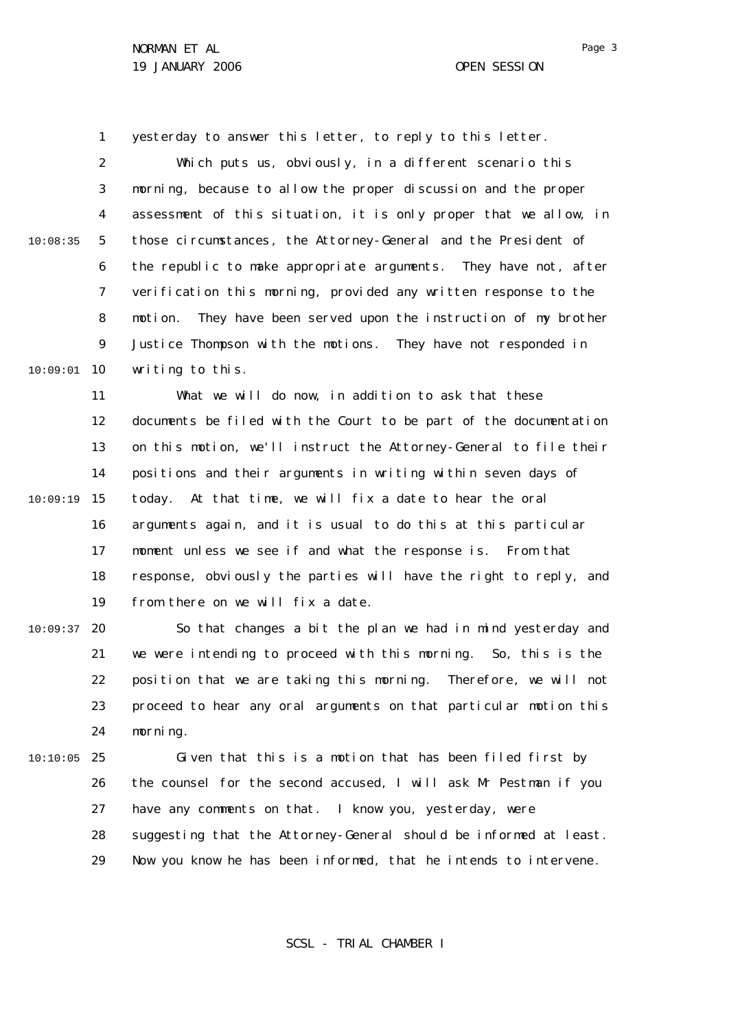yesterday to answer this letter, to reply to this letter.

Which puts us, obviously, in a different scenario this morning, because to allow the proper discussion and the proper assessment of this situation, it is only proper that we allow, in those circumstances, the Attorney-General and the President of the republic to make appropriate arguments. They have not, after verification this morning, provided any written response to the motion. They have been served upon the instruction of my brother Justice Thompson with the motions. They have not responded in writing to this.

What we will do now, in addition to ask that these documents be filed with the Court to be part of the documentation on this motion, we'll instruct the Attorney-General to file their positions and their arguments in writing within seven days of today. At that time, we will fix a date to hear the oral arguments again, and it is usual to do this at this particular moment unless we see if and what the response is. From that response, obviously the parties will have the right to reply, and from there on we will fix a date.

So that changes a bit the plan we had in mind yesterday and we were intending to proceed with this morning. So, this is the position that we are taking this morning. Therefore, we will not proceed to hear any oral arguments on that particular motion this morning.

Given that this is a motion that has been filed first by the counsel for the second accused, I will ask Mr Pestman if you have any comments on that. I know you, yesterday, were suggesting that the Attorney-General should be informed at least. Now you know he has been informed, that he intends to intervene.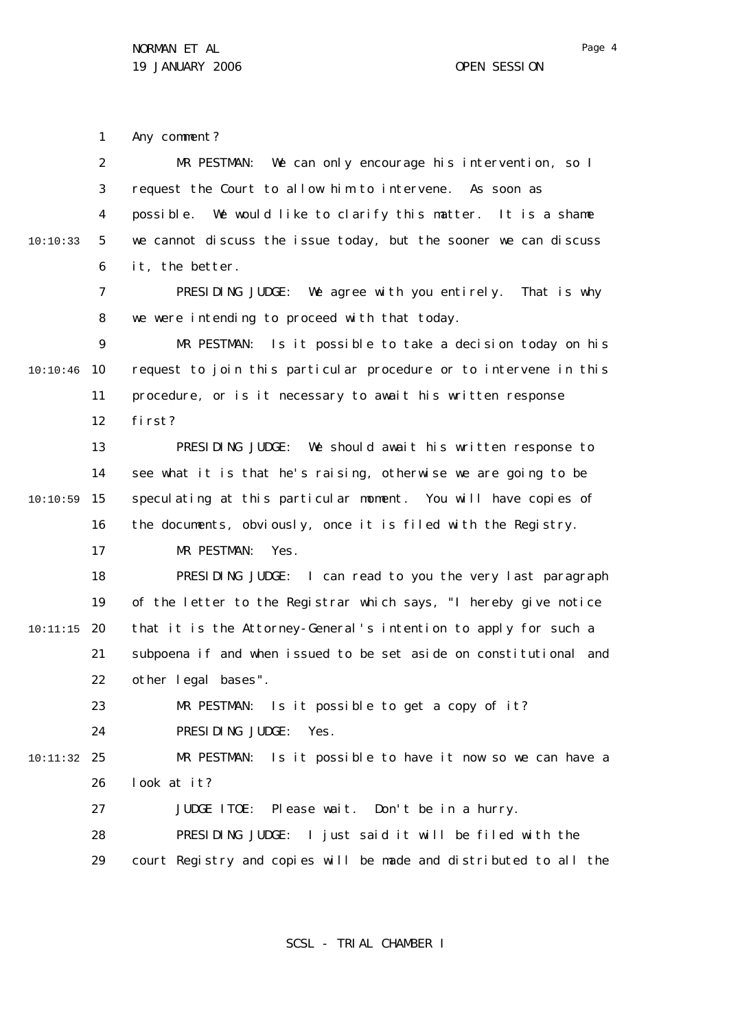Any comment?

MR PESTMAN: We can only encourage his intervention, so I request the Court to allow him to intervene. As soon as possible. We would like to clarify this matter. It is a shame we cannot discuss the issue today, but the sooner we can discuss it, the better.

PRESIDING JUDGE: We agree with you entirely. That is why we were intending to proceed with that today.

MR PESTMAN: Is it possible to take a decision today on his request to join this particular procedure or to intervene in this procedure, or is it necessary to await his written response first?

PRESIDING JUDGE: We should await his written response to see what it is that he's raising, otherwise we are going to be speculating at this particular moment. You will have copies of the documents, obviously, once it is filed with the Registry.

MR PESTMAN: Yes.

PRESIDING JUDGE: I can read to you the very last paragraph of the letter to the Registrar which says, "I hereby give notice that it is the Attorney-General's intention to apply for such a subpoena if and when issued to be set aside on constitutional and other legal bases".

MR PESTMAN: Is it possible to get a copy of it?

PRESIDING JUDGE: Yes.

MR PESTMAN: Is it possible to have it now so we can have a look at it?

JUDGE ITOE: Please wait. Don't be in a hurry.

PRESIDING JUDGE: I just said it will be filed with the court Registry and copies will be made and distributed to all the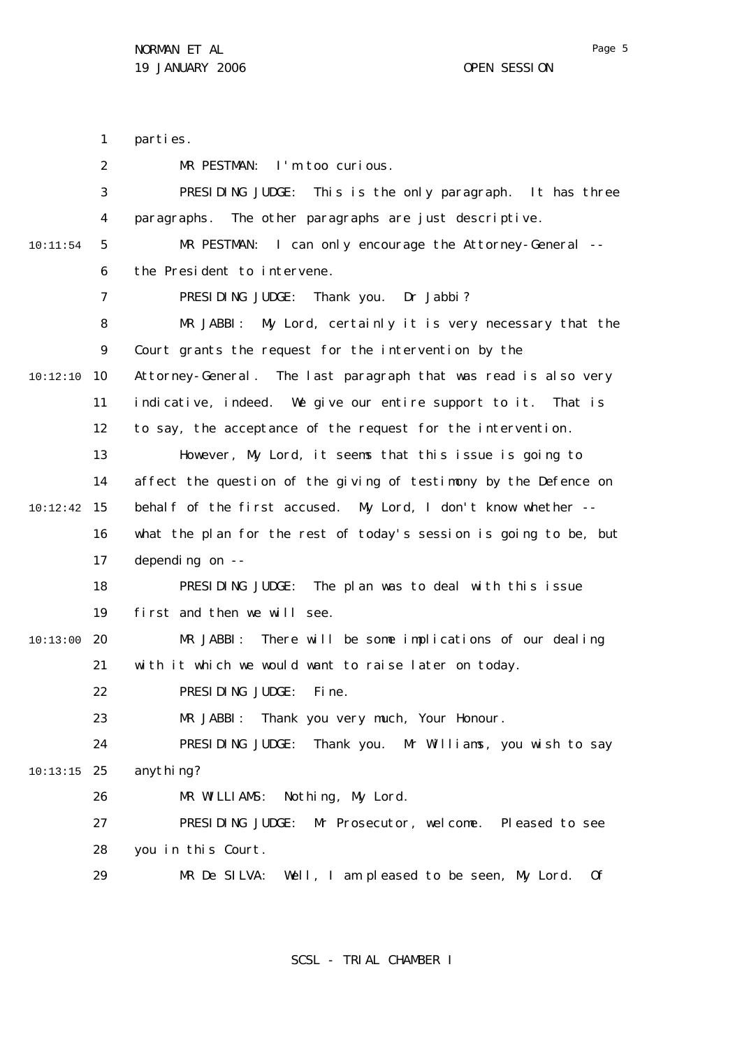parties.

MR PESTMAN: I'm too curious.

PRESIDING JUDGE: This is the only paragraph. It has three paragraphs. The other paragraphs are just descriptive.

MR PESTMAN: I can only encourage the Attorney-General -- the President to intervene.

PRESIDING JUDGE: Thank you. Dr Jabbi?

MR JABBI: My Lord, certainly it is very necessary that the Court grants the request for the intervention by the Attorney-General. The last paragraph that was read is also very indicative, indeed. We give our entire support to it. That is to say, the acceptance of the request for the intervention.

However, My Lord, it seems that this issue is going to affect the question of the giving of testimony by the Defence on behalf of the first accused. My Lord, I don't know whether -- what the plan for the rest of today's session is going to be, but depending on --

PRESIDING JUDGE: The plan was to deal with this issue first and then we will see.

MR JABBI: There will be some implications of our dealing with it which we would want to raise later on today.

PRESIDING JUDGE: Fine.

MR JABBI: Thank you very much, Your Honour.

PRESIDING JUDGE: Thank you. Mr Williams, you wish to say anything?

MR WILLIAMS: Nothing, My Lord.

PRESIDING JUDGE: Mr Prosecutor, welcome. Pleased to see you in this Court.

MR De SILVA: Well, I am pleased to be seen, My Lord. Of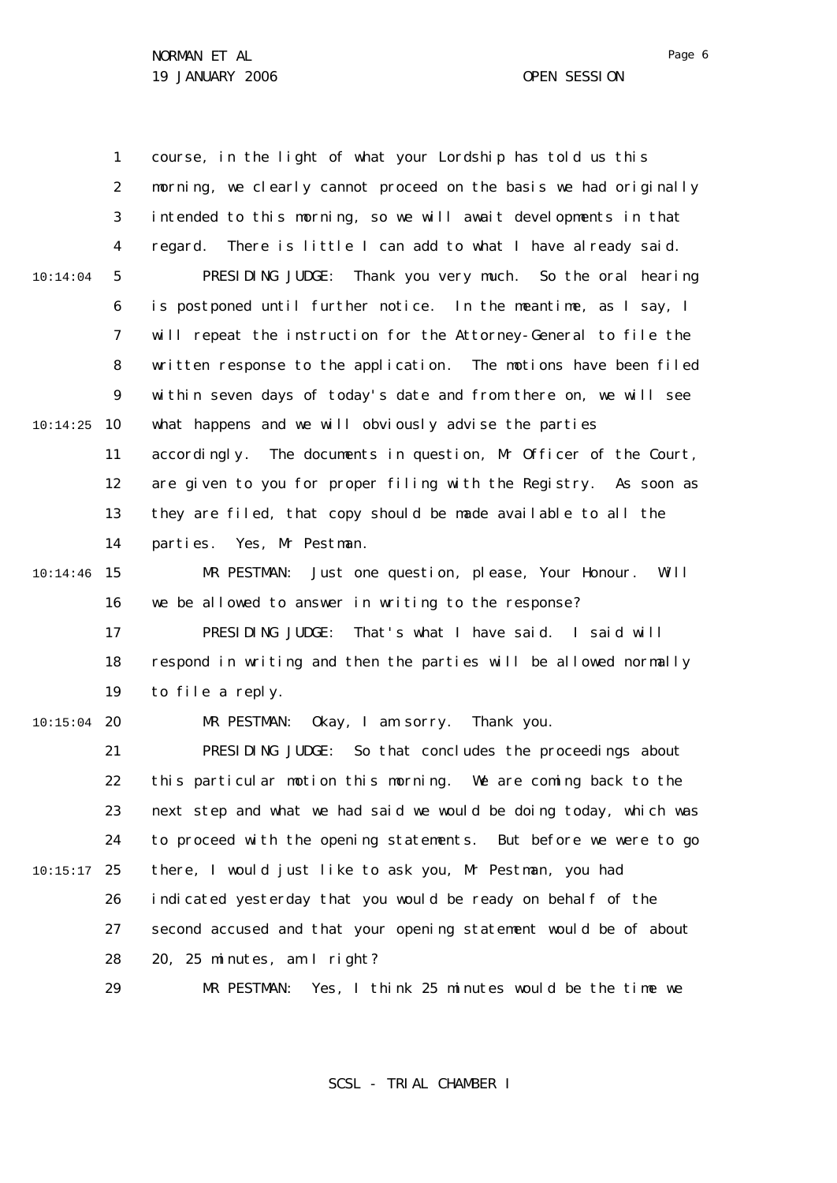course, in the light of what your Lordship has told us this morning, we clearly cannot proceed on the basis we had originally intended to this morning, so we will await developments in that regard. There is little I can add to what I have already said.

PRESIDING JUDGE: Thank you very much. So the oral hearing is postponed until further notice. In the meantime, as I say, I will repeat the instruction for the Attorney-General to file the written response to the application. The motions have been filed within seven days of today's date and from there on, we will see what happens and we will obviously advise the parties accordingly. The documents in question, Mr Officer of the Court, are given to you for proper filing with the Registry. As soon as they are filed, that copy should be made available to all the parties. Yes, Mr Pestman.

MR PESTMAN: Just one question, please, Your Honour. Will we be allowed to answer in writing to the response?

PRESIDING JUDGE: That's what I have said. I said will respond in writing and then the parties will be allowed normally to file a reply.

MR PESTMAN: Okay, I am sorry. Thank you.

PRESIDING JUDGE: So that concludes the proceedings about this particular motion this morning. We are coming back to the next step and what we had said we would be doing today, which was to proceed with the opening statements. But before we were to go there, I would just like to ask you, Mr Pestman, you had indicated yesterday that you would be ready on behalf of the second accused and that your opening statement would be of about 20, 25 minutes, am I right?

MR PESTMAN: Yes, I think 25 minutes would be the time we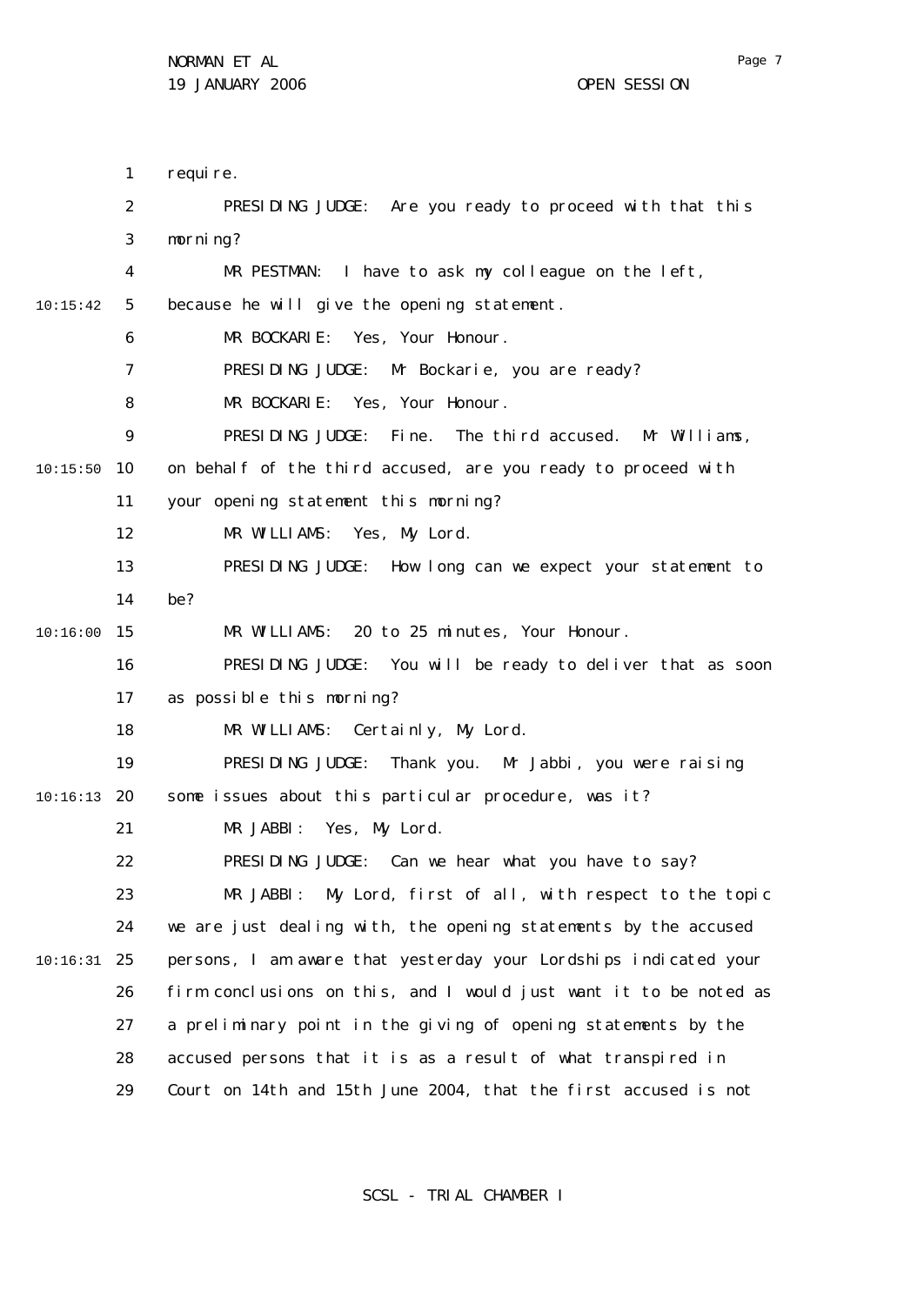require.

PRESIDING JUDGE: Are you ready to proceed with that this morning?

MR PESTMAN: I have to ask my colleague on the left, because he will give the opening statement.

MR BOCKARIE: Yes, Your Honour.

PRESIDING JUDGE: Mr Bockarie, you are ready?

MR BOCKARIE: Yes, Your Honour.

PRESIDING JUDGE: Fine. The third accused. Mr Williams, on behalf of the third accused, are you ready to proceed with your opening statement this morning?

MR WILLIAMS: Yes, My Lord.

PRESIDING JUDGE: How long can we expect your statement to be?

MR WILLIAMS: 20 to 25 minutes, Your Honour.

PRESIDING JUDGE: You will be ready to deliver that as soon as possible this morning?

MR WILLIAMS: Certainly, My Lord.

PRESIDING JUDGE: Thank you. Mr Jabbi, you were raising some issues about this particular procedure, was it?

MR JABBI: Yes, My Lord.

PRESIDING JUDGE: Can we hear what you have to say?

MR JABBI: My Lord, first of all, with respect to the topic we are just dealing with, the opening statements by the accused persons, I am aware that yesterday your Lordships indicated your firm conclusions on this, and I would just want it to be noted as a preliminary point in the giving of opening statements by the accused persons that it is as a result of what transpired in Court on 14th and 15th June 2004, that the first accused is not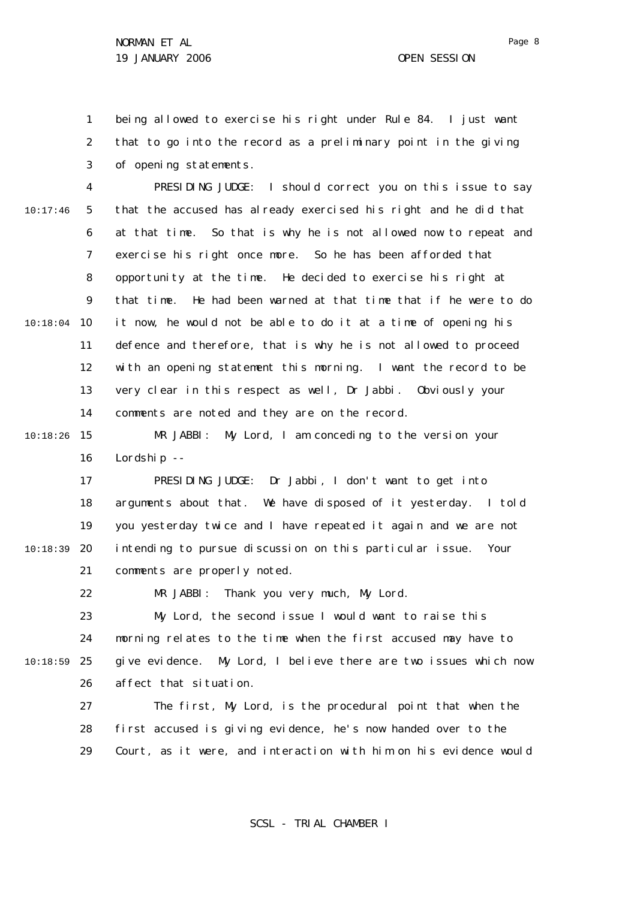being allowed to exercise his right under Rule 84. I just want that to go into the record as a preliminary point in the giving of opening statements.

PRESIDING JUDGE: I should correct you on this issue to say that the accused has already exercised his right and he did that at that time. So that is why he is not allowed now to repeat and exercise his right once more. So he has been afforded that opportunity at the time. He decided to exercise his right at that time. He had been warned at that time that if he were to do it now, he would not be able to do it at a time of opening his defence and therefore, that is why he is not allowed to proceed with an opening statement this morning. I want the record to be very clear in this respect as well, Dr Jabbi. Obviously your comments are noted and they are on the record.

MR JABBI: My Lord, I am conceding to the version your Lordship --

PRESIDING JUDGE: Dr Jabbi, I don't want to get into arguments about that. We have disposed of it yesterday. I told you yesterday twice and I have repeated it again and we are not intending to pursue discussion on this particular issue. Your comments are properly noted.

MR JABBI: Thank you very much, My Lord.

My Lord, the second issue I would want to raise this morning relates to the time when the first accused may have to give evidence. My Lord, I believe there are two issues which now affect that situation.

The first, My Lord, is the procedural point that when the first accused is giving evidence, he's now handed over to the Court, as it were, and interaction with him on his evidence would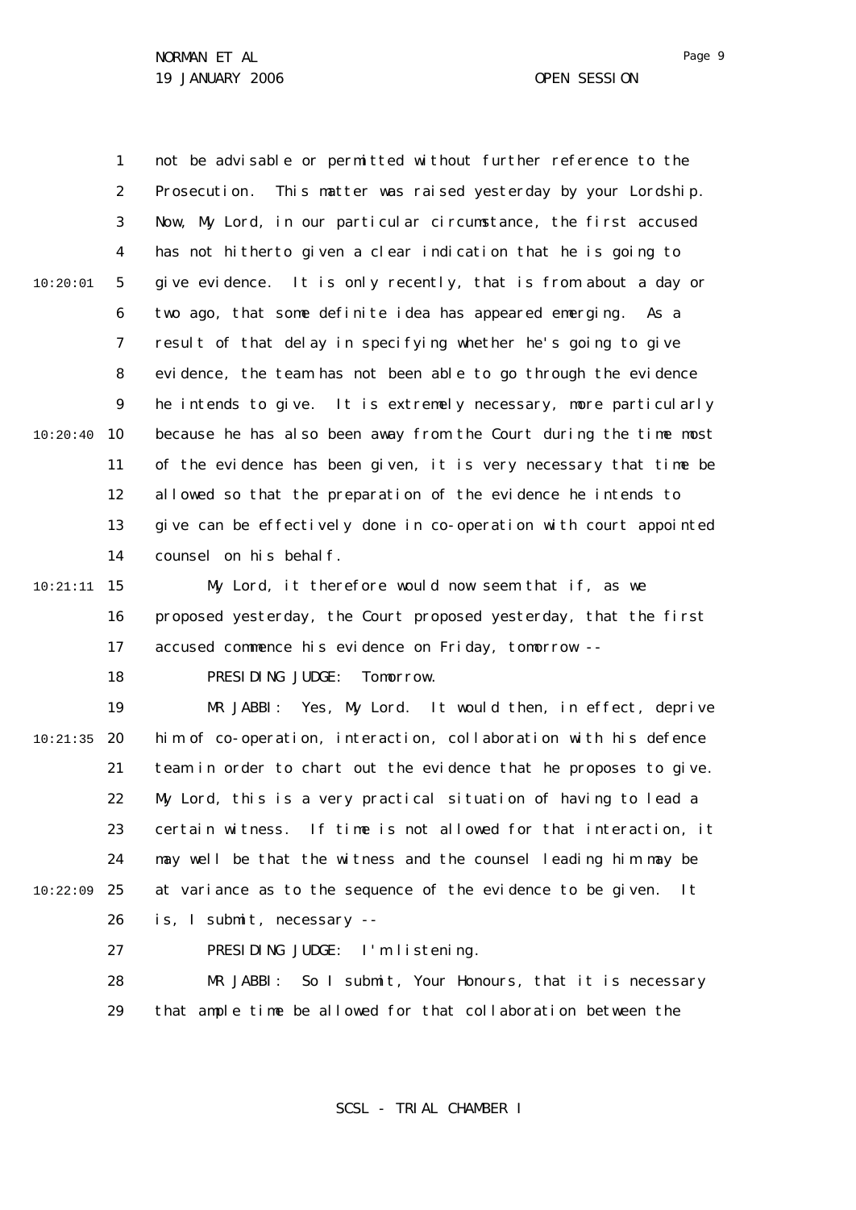not be advisable or permitted without further reference to the Prosecution. This matter was raised yesterday by your Lordship. Now, My Lord, in our particular circumstance, the first accused has not hitherto given a clear indication that he is going to give evidence. It is only recently, that is from about a day or two ago, that some definite idea has appeared emerging. As a result of that delay in specifying whether he's going to give evidence, the team has not been able to go through the evidence he intends to give. It is extremely necessary, more particularly because he has also been away from the Court during the time most of the evidence has been given, it is very necessary that time be allowed so that the preparation of the evidence he intends to give can be effectively done in co-operation with court appointed counsel on his behalf.

My Lord, it therefore would now seem that if, as we proposed yesterday, the Court proposed yesterday, that the first accused commence his evidence on Friday, tomorrow --

PRESIDING JUDGE: Tomorrow.

MR JABBI: Yes, My Lord. It would then, in effect, deprive him of co-operation, interaction, collaboration with his defence team in order to chart out the evidence that he proposes to give. My Lord, this is a very practical situation of having to lead a certain witness. If time is not allowed for that interaction, it may well be that the witness and the counsel leading him may be at variance as to the sequence of the evidence to be given. It is, I submit, necessary --

PRESIDING JUDGE: I'm listening.

MR JABBI: So I submit, Your Honours, that it is necessary that ample time be allowed for that collaboration between the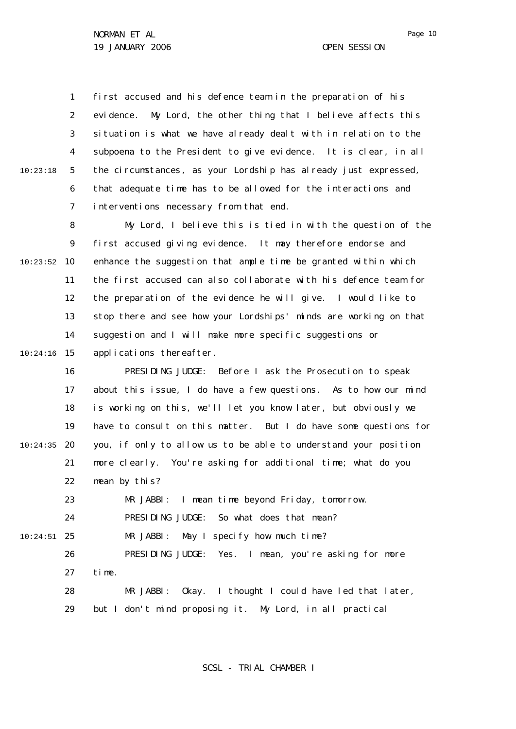first accused and his defence team in the preparation of his evidence. My Lord, the other thing that I believe affects this situation is what we have already dealt with in relation to the subpoena to the President to give evidence. It is clear, in all the circumstances, as your Lordship has already just expressed, that adequate time has to be allowed for the interactions and interventions necessary from that end.

My Lord, I believe this is tied in with the question of the first accused giving evidence. It may therefore endorse and enhance the suggestion that ample time be granted within which the first accused can also collaborate with his defence team for the preparation of the evidence he will give. I would like to stop there and see how your Lordships' minds are working on that suggestion and I will make more specific suggestions or applications thereafter.

PRESIDING JUDGE: Before I ask the Prosecution to speak about this issue, I do have a few questions. As to how our mind is working on this, we'll let you know later, but obviously we have to consult on this matter. But I do have some questions for you, if only to allow us to be able to understand your position more clearly. You're asking for additional time; what do you mean by this?

MR JABBI: I mean time beyond Friday, tomorrow.

PRESIDING JUDGE: So what does that mean?

MR JABBI: May I specify how much time?

PRESIDING JUDGE: Yes. I mean, you're asking for more time.

MR JABBI: Okay. I thought I could have led that later, but I don't mind proposing it. My Lord, in all practical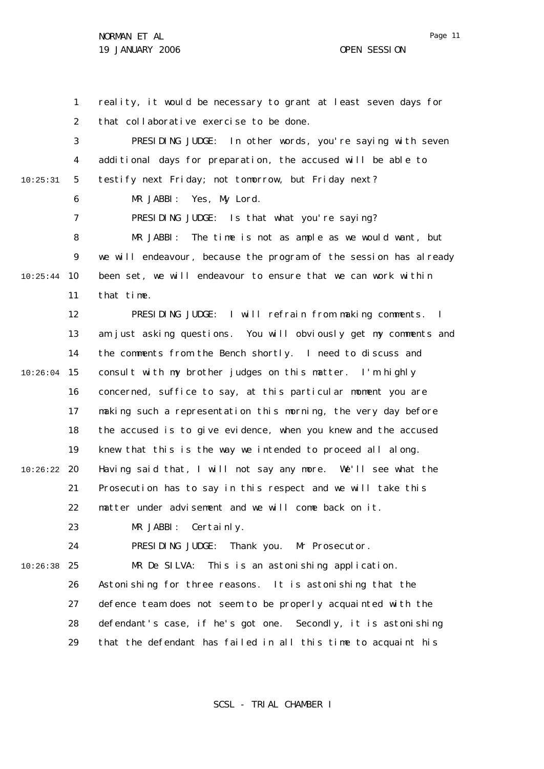reality, it would be necessary to grant at least seven days for that collaborative exercise to be done.

PRESIDING JUDGE: In other words, you're saying with seven additional days for preparation, the accused will be able to testify next Friday; not tomorrow, but Friday next?

MR JABBI: Yes, My Lord.

PRESIDING JUDGE: Is that what you're saying?

MR JABBI: The time is not as ample as we would want, but we will endeavour, because the program of the session has already been set, we will endeavour to ensure that we can work within that time.

PRESIDING JUDGE: I will refrain from making comments. I am just asking questions. You will obviously get my comments and the comments from the Bench shortly. I need to discuss and consult with my brother judges on this matter. I'm highly concerned, suffice to say, at this particular moment you are making such a representation this morning, the very day before the accused is to give evidence, when you knew and the accused knew that this is the way we intended to proceed all along. Having said that, I will not say any more. We'll see what the Prosecution has to say in this respect and we will take this matter under advisement and we will come back on it.

MR JABBI: Certainly.

PRESIDING JUDGE: Thank you. Mr Prosecutor.

MR De SILVA: This is an astonishing application. Astonishing for three reasons. It is astonishing that the defence team does not seem to be properly acquainted with the defendant's case, if he's got one. Secondly, it is astonishing that the defendant has failed in all this time to acquaint his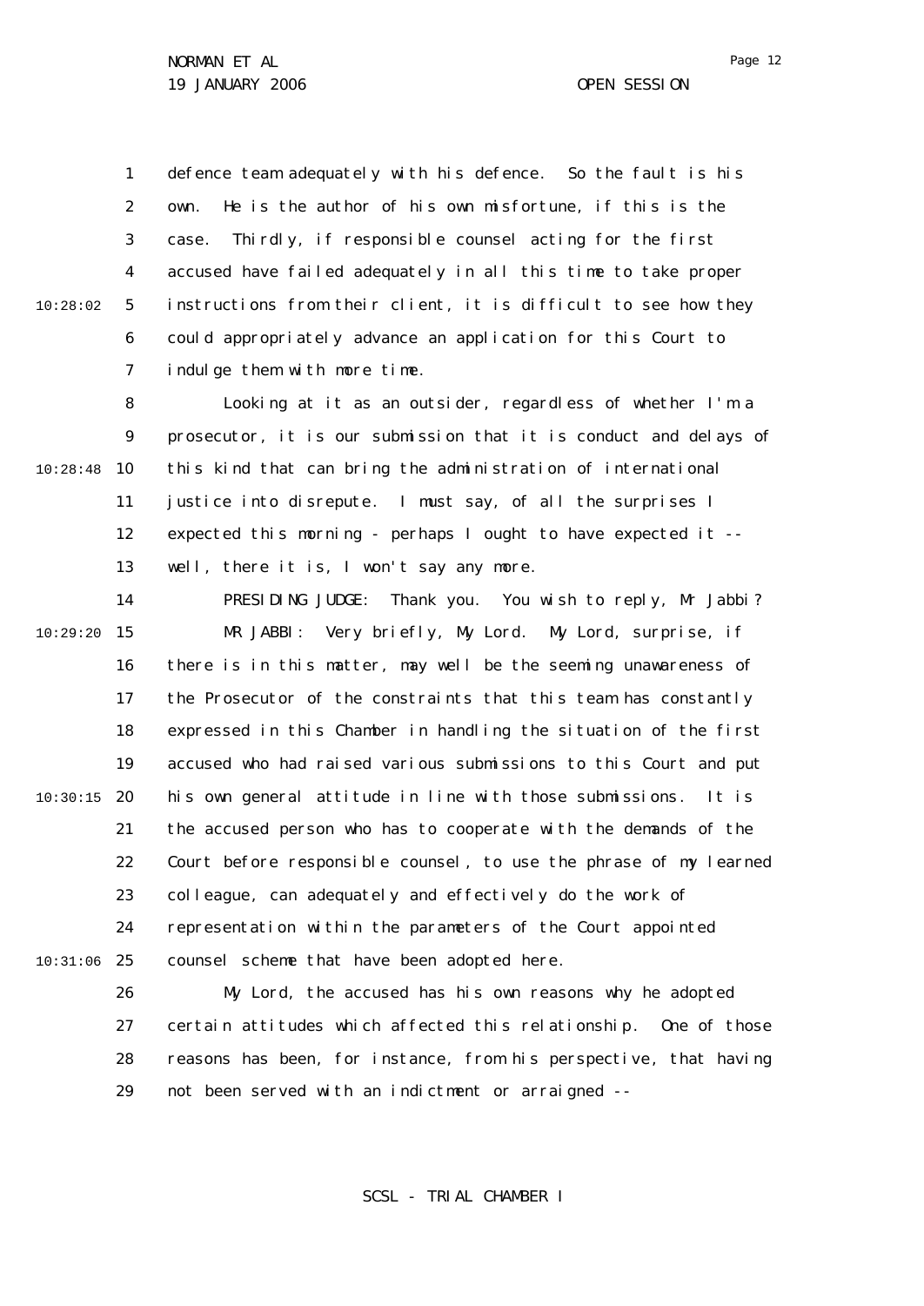defence team adequately with his defence. So the fault is his own. He is the author of his own misfortune, if this is the case. Thirdly, if responsible counsel acting for the first accused have failed adequately in all this time to take proper instructions from their client, it is difficult to see how they could appropriately advance an application for this Court to indulge them with more time.

Looking at it as an outsider, regardless of whether I'm a prosecutor, it is our submission that it is conduct and delays of this kind that can bring the administration of international justice into disrepute. I must say, of all the surprises I expected this morning - perhaps I ought to have expected it -- well, there it is, I won't say any more.

PRESIDING JUDGE: Thank you. You wish to reply, Mr Jabbi?

MR JABBI: Very briefly, My Lord. My Lord, surprise, if there is in this matter, may well be the seeming unawareness of the Prosecutor of the constraints that this team has constantly expressed in this Chamber in handling the situation of the first accused who had raised various submissions to this Court and put his own general attitude in line with those submissions. It is the accused person who has to cooperate with the demands of the Court before responsible counsel, to use the phrase of my learned colleague, can adequately and effectively do the work of representation within the parameters of the Court appointed counsel scheme that have been adopted here.

My Lord, the accused has his own reasons why he adopted certain attitudes which affected this relationship. One of those reasons has been, for instance, from his perspective, that having not been served with an indictment or arraigned --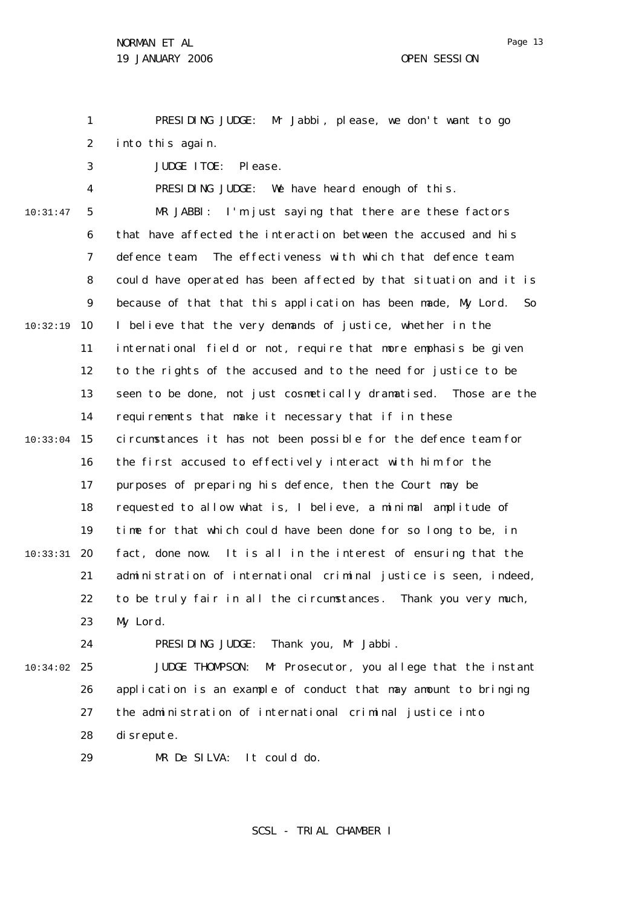PRESIDING JUDGE: Mr Jabbi, please, we don't want to go into this again.

JUDGE ITOE: Please.

PRESIDING JUDGE: We have heard enough of this.

MR JABBI: I'm just saying that there are these factors that have affected the interaction between the accused and his defence team. The effectiveness with which that defence team could have operated has been affected by that situation and it is because of that that this application has been made, My Lord. So I believe that the very demands of justice, whether in the international field or not, require that more emphasis be given to the rights of the accused and to the need for justice to be seen to be done, not just cosmetically dramatised. Those are the requirements that make it necessary that if in these circumstances it has not been possible for the defence team for the first accused to effectively interact with him for the purposes of preparing his defence, then the Court may be requested to allow what is, I believe, a minimal amplitude of time for that which could have been done for so long to be, in fact, done now. It is all in the interest of ensuring that the administration of international criminal justice is seen, indeed, to be truly fair in all the circumstances. Thank you very much, My Lord.

PRESIDING JUDGE: Thank you, Mr Jabbi.

JUDGE THOMPSON: Mr Prosecutor, you allege that the instant application is an example of conduct that may amount to bringing the administration of international criminal justice into disrepute.

MR De SILVA: It could do.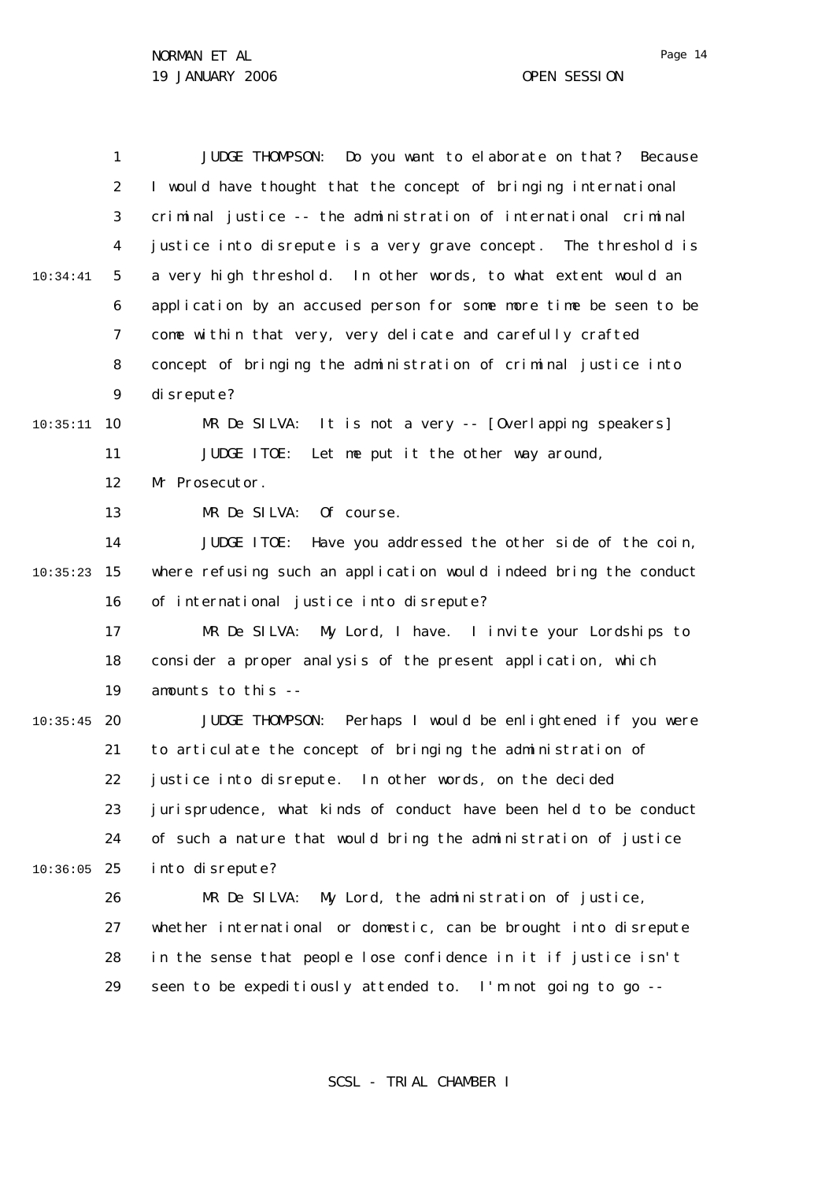JUDGE THOMPSON: Do you want to elaborate on that? Because I would have thought that the concept of bringing international criminal justice -- the administration of international criminal justice into disrepute is a very grave concept. The threshold is a very high threshold. In other words, to what extent would an application by an accused person for some more time be seen to be come within that very, very delicate and carefully crafted concept of bringing the administration of criminal justice into disrepute?

MR De SILVA: It is not a very -- [Overlapping speakers]

JUDGE ITOE: Let me put it the other way around, Mr Prosecutor.

MR De SILVA: Of course.

JUDGE ITOE: Have you addressed the other side of the coin, where refusing such an application would indeed bring the conduct of international justice into disrepute?

MR De SILVA: My Lord, I have. I invite your Lordships to consider a proper analysis of the present application, which amounts to this --

JUDGE THOMPSON: Perhaps I would be enlightened if you were to articulate the concept of bringing the administration of justice into disrepute. In other words, on the decided jurisprudence, what kinds of conduct have been held to be conduct of such a nature that would bring the administration of justice into disrepute?

MR De SILVA: My Lord, the administration of justice, whether international or domestic, can be brought into disrepute in the sense that people lose confidence in it if justice isn't seen to be expeditiously attended to. I'm not going to go --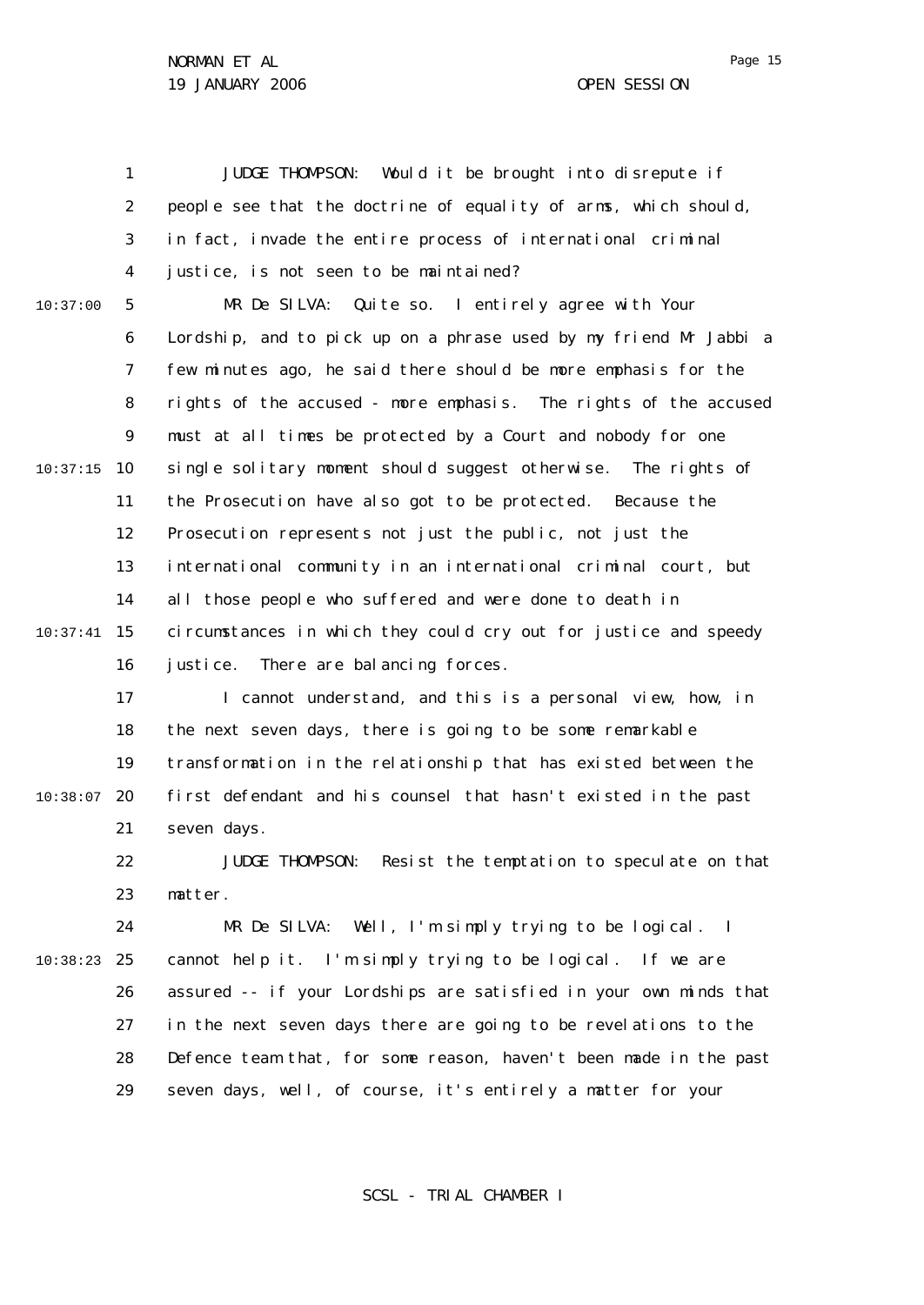JUDGE THOMPSON: Would it be brought into disrepute if people see that the doctrine of equality of arms, which should, in fact, invade the entire process of international criminal justice, is not seen to be maintained?

MR De SILVA: Quite so. I entirely agree with Your Lordship, and to pick up on a phrase used by my friend Mr Jabbi a few minutes ago, he said there should be more emphasis for the rights of the accused - more emphasis. The rights of the accused must at all times be protected by a Court and nobody for one single solitary moment should suggest otherwise. The rights of the Prosecution have also got to be protected. Because the Prosecution represents not just the public, not just the international community in an international criminal court, but all those people who suffered and were done to death in circumstances in which they could cry out for justice and speedy justice. There are balancing forces.

I cannot understand, and this is a personal view, how, in the next seven days, there is going to be some remarkable transformation in the relationship that has existed between the first defendant and his counsel that hasn't existed in the past seven days.

JUDGE THOMPSON: Resist the temptation to speculate on that matter.

MR De SILVA: Well, I'm simply trying to be logical. I cannot help it. I'm simply trying to be logical. If we are assured -- if your Lordships are satisfied in your own minds that in the next seven days there are going to be revelations to the Defence team that, for some reason, haven't been made in the past seven days, well, of course, it's entirely a matter for your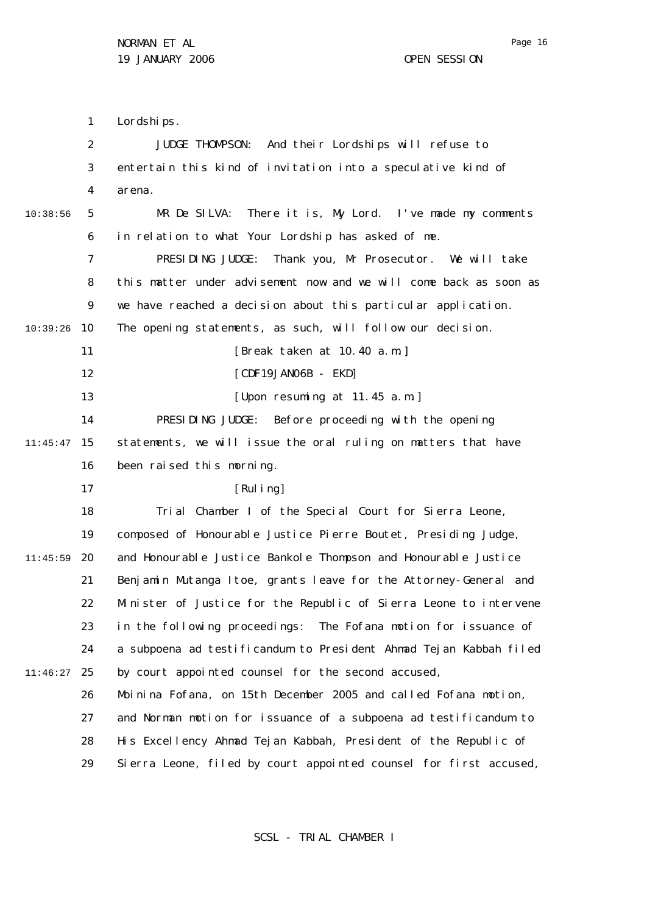Lordships.

JUDGE THOMPSON: And their Lordships will refuse to entertain this kind of invitation into a speculative kind of arena.

MR De SILVA: There it is, My Lord. I've made my comments in relation to what Your Lordship has asked of me.

PRESIDING JUDGE: Thank you, Mr Prosecutor. We will take this matter under advisement now and we will come back as soon as we have reached a decision about this particular application. The opening statements, as such, will follow our decision.

[Break taken at 10.40 a.m.]

[CDF19JAN06B - EKD]

[Upon resuming at 11.45 a.m.]

PRESIDING JUDGE: Before proceeding with the opening statements, we will issue the oral ruling on matters that have been raised this morning.

[Ruling]

Trial Chamber I of the Special Court for Sierra Leone, composed of Honourable Justice Pierre Boutet, Presiding Judge, and Honourable Justice Bankole Thompson and Honourable Justice Benjamin Mutanga Itoe, grants leave for the Attorney-General and Minister of Justice for the Republic of Sierra Leone to intervene in the following proceedings: The Fofana motion for issuance of a subpoena ad testificandum to President Ahmad Tejan Kabbah filed by court appointed counsel for the second accused, Moinina Fofana, on 15th December 2005 and called Fofana motion, and Norman motion for issuance of a subpoena ad testificandum to His Excellency Ahmad Tejan Kabbah, President of the Republic of Sierra Leone, filed by court appointed counsel for first accused,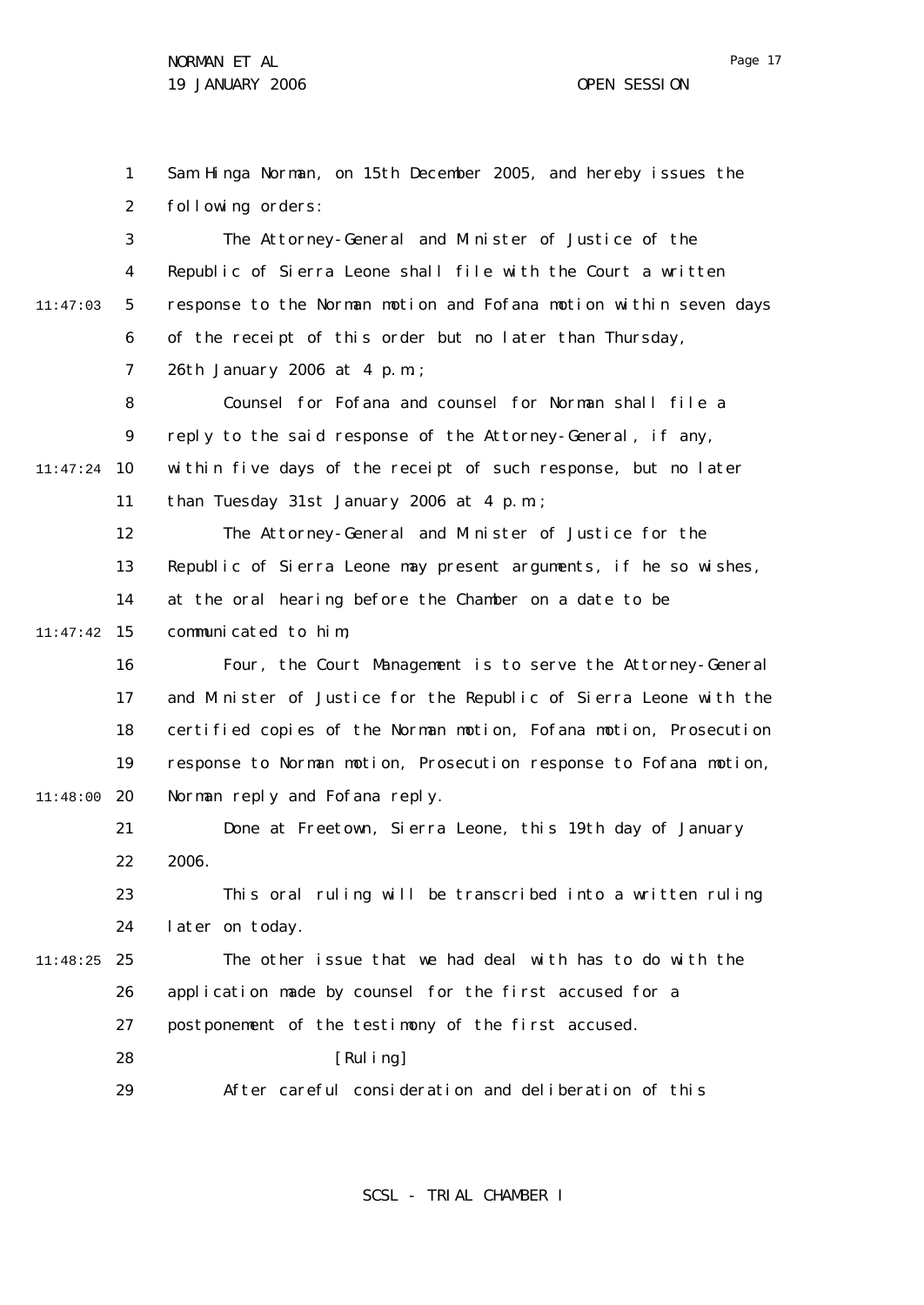Sam Hinga Norman, on 15th December 2005, and hereby issues the following orders:

The Attorney-General and Minister of Justice of the Republic of Sierra Leone shall file with the Court a written response to the Norman motion and Fofana motion within seven days of the receipt of this order but no later than Thursday, 26th January 2006 at 4 p.m.;

Counsel for Fofana and counsel for Norman shall file a reply to the said response of the Attorney-General, if any, within five days of the receipt of such response, but no later than Tuesday 31st January 2006 at 4 p.m.;

The Attorney-General and Minister of Justice for the Republic of Sierra Leone may present arguments, if he so wishes, at the oral hearing before the Chamber on a date to be communicated to him;

Four, the Court Management is to serve the Attorney-General and Minister of Justice for the Republic of Sierra Leone with the certified copies of the Norman motion, Fofana motion, Prosecution response to Norman motion, Prosecution response to Fofana motion, Norman reply and Fofana reply.

Done at Freetown, Sierra Leone, this 19th day of January 2006.

This oral ruling will be transcribed into a written ruling later on today.

The other issue that we had deal with has to do with the application made by counsel for the first accused for a postponement of the testimony of the first accused.

[Ruling]

After careful consideration and deliberation of this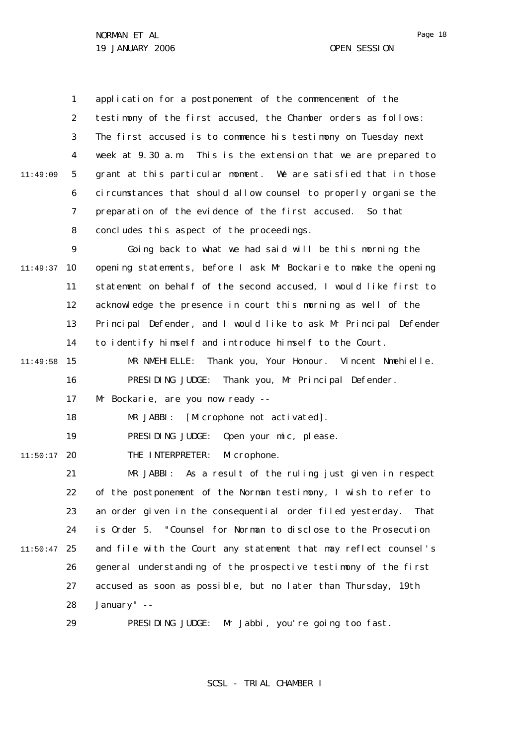application for a postponement of the commencement of the testimony of the first accused, the Chamber orders as follows: The first accused is to commence his testimony on Tuesday next week at 9.30 a.m. This is the extension that we are prepared to grant at this particular moment. We are satisfied that in those circumstances that should allow counsel to properly organise the preparation of the evidence of the first accused. So that concludes this aspect of the proceedings.

Going back to what we had said will be this morning the opening statements, before I ask Mr Bockarie to make the opening statement on behalf of the second accused, I would like first to acknowledge the presence in court this morning as well of the Principal Defender, and I would like to ask Mr Principal Defender to identify himself and introduce himself to the Court.

MR NMEHIELLE: Thank you, Your Honour. Vincent Nmehielle.

PRESIDING JUDGE: Thank you, Mr Principal Defender. Mr Bockarie, are you now ready --

MR JABBI: [Microphone not activated].

PRESIDING JUDGE: Open your mic, please.

THE INTERPRETER: Microphone.

MR JABBI: As a result of the ruling just given in respect of the postponement of the Norman testimony, I wish to refer to an order given in the consequential order filed yesterday. That is Order 5. "Counsel for Norman to disclose to the Prosecution and file with the Court any statement that may reflect counsel's general understanding of the prospective testimony of the first accused as soon as possible, but no later than Thursday, 19th January" --

PRESIDING JUDGE: Mr Jabbi, you're going too fast.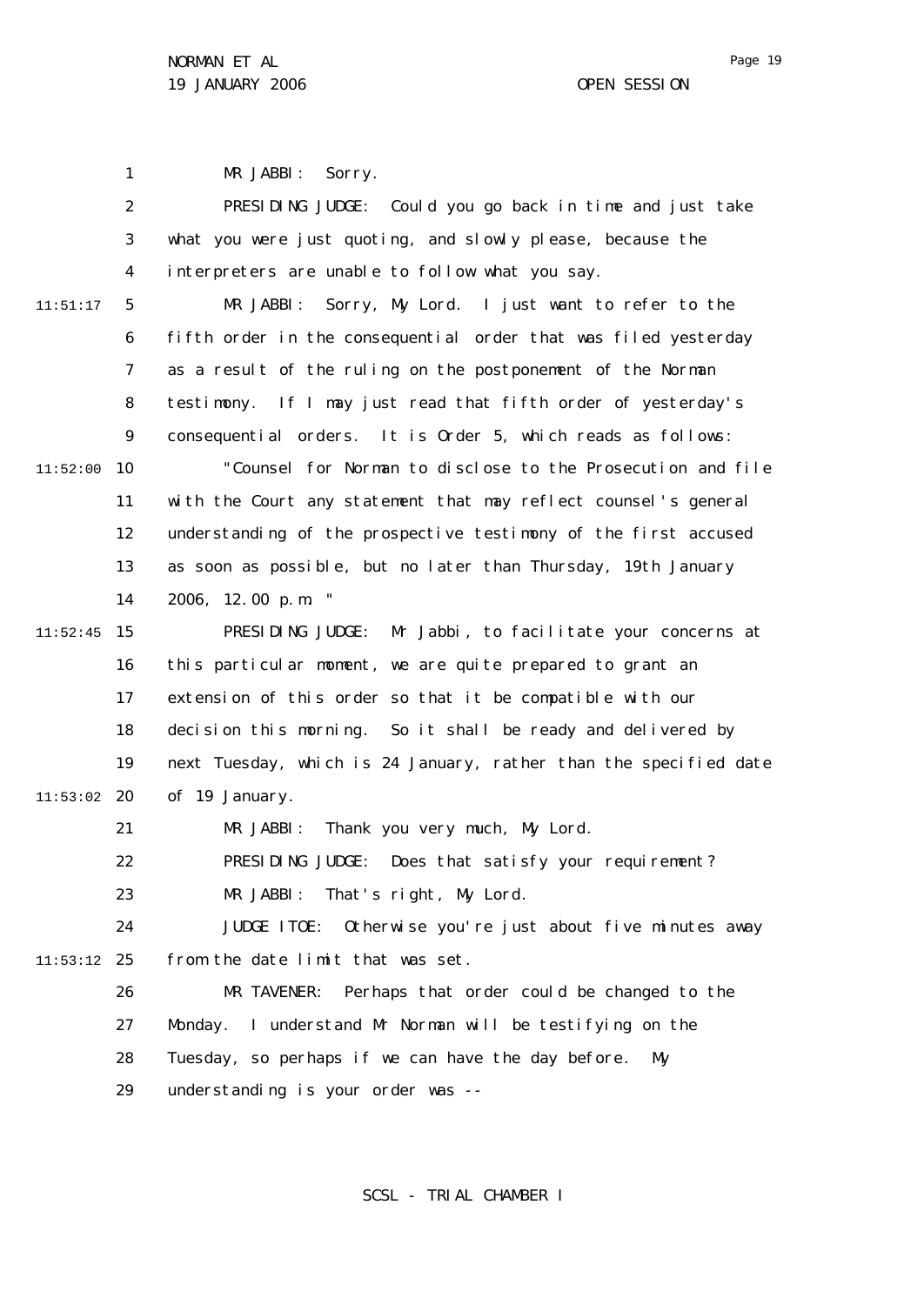MR JABBI: Sorry.

PRESIDING JUDGE: Could you go back in time and just take what you were just quoting, and slowly please, because the interpreters are unable to follow what you say.

MR JABBI: Sorry, My Lord. I just want to refer to the fifth order in the consequential order that was filed yesterday as a result of the ruling on the postponement of the Norman testimony. If I may just read that fifth order of yesterday's consequential orders. It is Order 5, which reads as follows:

"Counsel for Norman to disclose to the Prosecution and file with the Court any statement that may reflect counsel's general understanding of the prospective testimony of the first accused as soon as possible, but no later than Thursday, 19th January 2006, 12.00 p.m."

PRESIDING JUDGE: Mr Jabbi, to facilitate your concerns at this particular moment, we are quite prepared to grant an extension of this order so that it be compatible with our decision this morning. So it shall be ready and delivered by next Tuesday, which is 24 January, rather than the specified date of 19 January.

MR JABBI: Thank you very much, My Lord.

PRESIDING JUDGE: Does that satisfy your requirement?

MR JABBI: That's right, My Lord.

JUDGE ITOE: Otherwise you're just about five minutes away from the date limit that was set.

MR TAVENER: Perhaps that order could be changed to the Monday. I understand Mr Norman will be testifying on the Tuesday, so perhaps if we can have the day before. My understanding is your order was --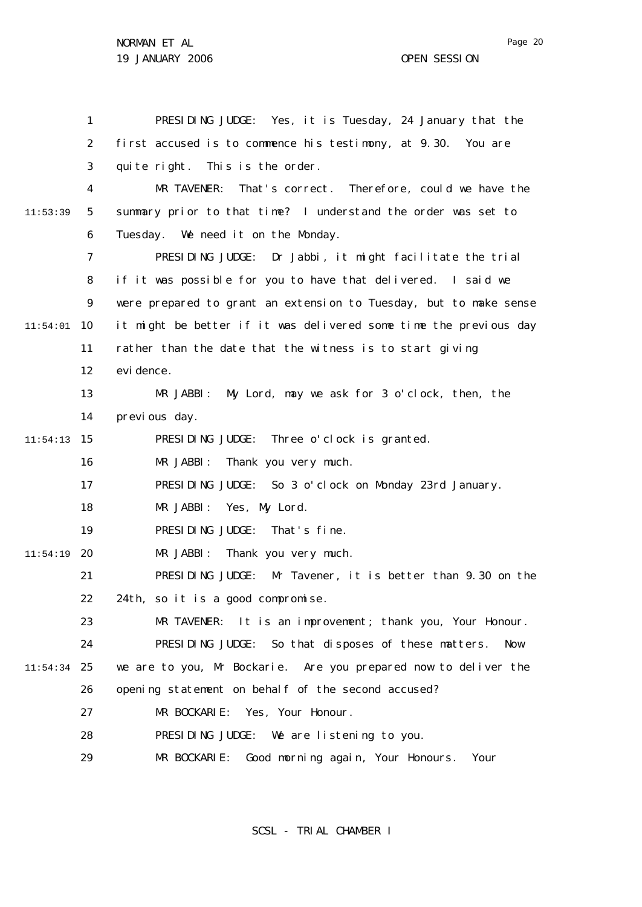PRESIDING JUDGE: Yes, it is Tuesday, 24 January that the first accused is to commence his testimony, at 9.30. You are quite right. This is the order.

MR TAVENER: That's correct. Therefore, could we have the summary prior to that time? I understand the order was set to Tuesday. We need it on the Monday.

PRESIDING JUDGE: Dr Jabbi, it might facilitate the trial if it was possible for you to have that delivered. I said we were prepared to grant an extension to Tuesday, but to make sense it might be better if it was delivered some time the previous day rather than the date that the witness is to start giving evidence.

MR JABBI: My Lord, may we ask for 3 o'clock, then, the previous day.

PRESIDING JUDGE: Three o'clock is granted.

MR JABBI: Thank you very much.

PRESIDING JUDGE: So 3 o'clock on Monday 23rd January.

MR JABBI: Yes, My Lord.

PRESIDING JUDGE: That's fine.

MR JABBI: Thank you very much.

PRESIDING JUDGE: Mr Tavener, it is better than 9.30 on the 24th, so it is a good compromise.

MR TAVENER: It is an improvement; thank you, Your Honour.

PRESIDING JUDGE: So that disposes of these matters. Now we are to you, Mr Bockarie. Are you prepared now to deliver the opening statement on behalf of the second accused?

MR BOCKARIE: Yes, Your Honour.

PRESIDING JUDGE: We are listening to you.

MR BOCKARIE: Good morning again, Your Honours. Your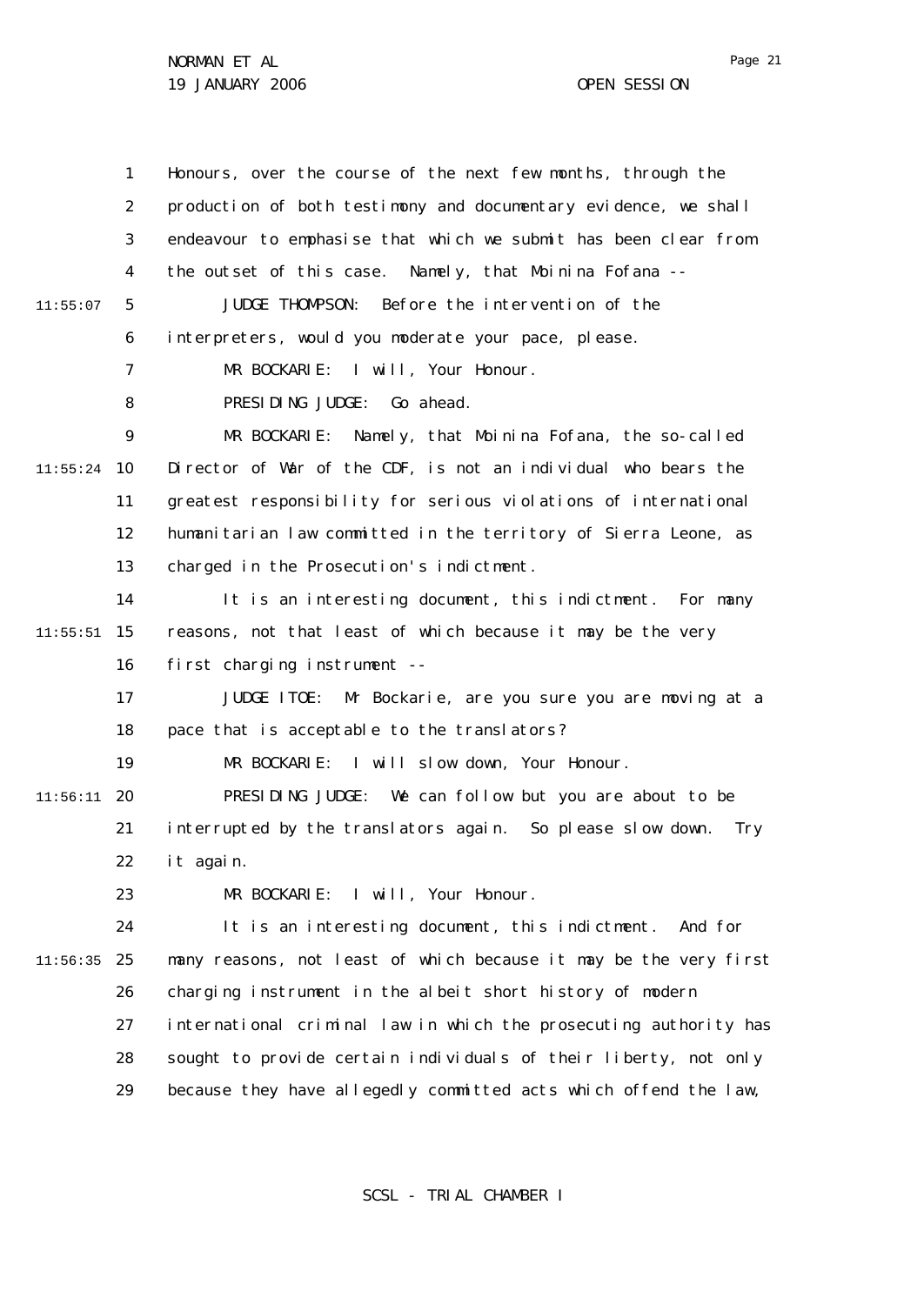Honours, over the course of the next few months, through the production of both testimony and documentary evidence, we shall endeavour to emphasise that which we submit has been clear from the outset of this case. Namely, that Moinina Fofana --

JUDGE THOMPSON: Before the intervention of the interpreters, would you moderate your pace, please.

MR BOCKARIE: I will, Your Honour.

PRESIDING JUDGE: Go ahead.

MR BOCKARIE: Namely, that Moinina Fofana, the so-called Director of War of the CDF, is not an individual who bears the greatest responsibility for serious violations of international humanitarian law committed in the territory of Sierra Leone, as charged in the Prosecution's indictment.

It is an interesting document, this indictment. For many reasons, not that least of which because it may be the very first charging instrument --

JUDGE ITOE: Mr Bockarie, are you sure you are moving at a pace that is acceptable to the translators?

MR BOCKARIE: I will slow down, Your Honour.

PRESIDING JUDGE: We can follow but you are about to be interrupted by the translators again. So please slow down. Try it again.

MR BOCKARIE: I will, Your Honour.

It is an interesting document, this indictment. And for many reasons, not least of which because it may be the very first charging instrument in the albeit short history of modern international criminal law in which the prosecuting authority has sought to provide certain individuals of their liberty, not only because they have allegedly committed acts which offend the law,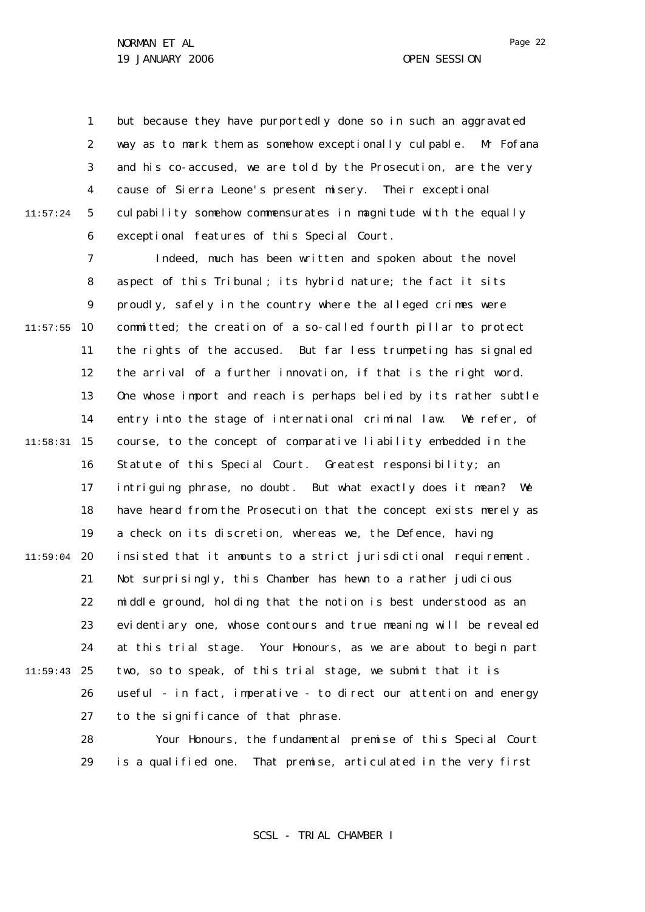but because they have purportedly done so in such an aggravated way as to mark them as somehow exceptionally culpable. Mr Fofana and his co-accused, we are told by the Prosecution, are the very cause of Sierra Leone's present misery. Their exceptional culpability somehow commensurates in magnitude with the equally exceptional features of this Special Court.

Indeed, much has been written and spoken about the novel aspect of this Tribunal; its hybrid nature; the fact it sits proudly, safely in the country where the alleged crimes were committed; the creation of a so-called fourth pillar to protect the rights of the accused. But far less trumpeting has signaled the arrival of a further innovation, if that is the right word. One whose import and reach is perhaps belied by its rather subtle entry into the stage of international criminal law. We refer, of course, to the concept of comparative liability embedded in the Statute of this Special Court. Greatest responsibility; an intriguing phrase, no doubt. But what exactly does it mean? We have heard from the Prosecution that the concept exists merely as a check on its discretion, whereas we, the Defence, having insisted that it amounts to a strict jurisdictional requirement. Not surprisingly, this Chamber has hewn to a rather judicious middle ground, holding that the notion is best understood as an evidentiary one, whose contours and true meaning will be revealed at this trial stage. Your Honours, as we are about to begin part two, so to speak, of this trial stage, we submit that it is useful - in fact, imperative - to direct our attention and energy to the significance of that phrase.

Your Honours, the fundamental premise of this Special Court is a qualified one. That premise, articulated in the very first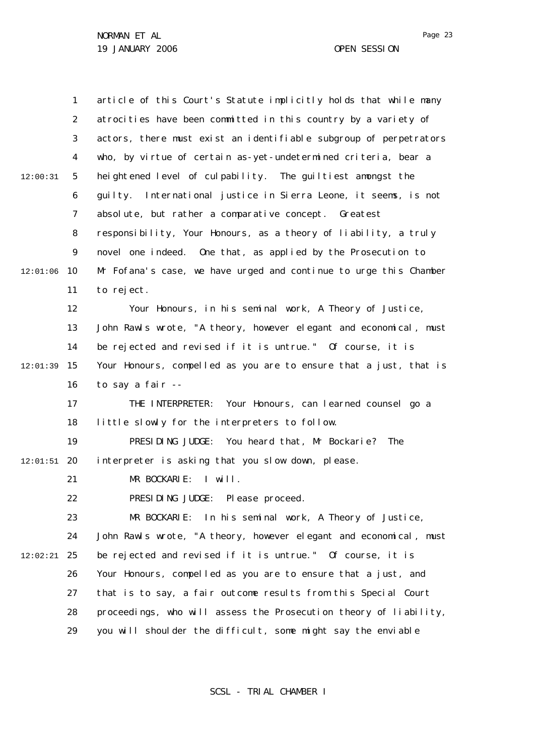article of this Court's Statute implicitly holds that while many atrocities have been committed in this country by a variety of actors, there must exist an identifiable subgroup of perpetrators who, by virtue of certain as-yet-undetermined criteria, bear a heightened level of culpability. The guiltiest amongst the guilty. International justice in Sierra Leone, it seems, is not absolute, but rather a comparative concept. Greatest responsibility, Your Honours, as a theory of liability, a truly novel one indeed. One that, as applied by the Prosecution to Mr Fofana's case, we have urged and continue to urge this Chamber to reject.

Your Honours, in his seminal work, A Theory of Justice, John Rawls wrote, "A theory, however elegant and economical, must be rejected and revised if it is untrue." Of course, it is Your Honours, compelled as you are to ensure that a just, that is to say a fair --

THE INTERPRETER: Your Honours, can learned counsel go a little slowly for the interpreters to follow.

PRESIDING JUDGE: You heard that, Mr Bockarie? The interpreter is asking that you slow down, please.

MR BOCKARIE: I will.

PRESIDING JUDGE: Please proceed.

MR BOCKARIE: In his seminal work, A Theory of Justice, John Rawls wrote, "A theory, however elegant and economical, must be rejected and revised if it is untrue." Of course, it is Your Honours, compelled as you are to ensure that a just, and that is to say, a fair outcome results from this Special Court proceedings, who will assess the Prosecution theory of liability, you will shoulder the difficult, some might say the enviable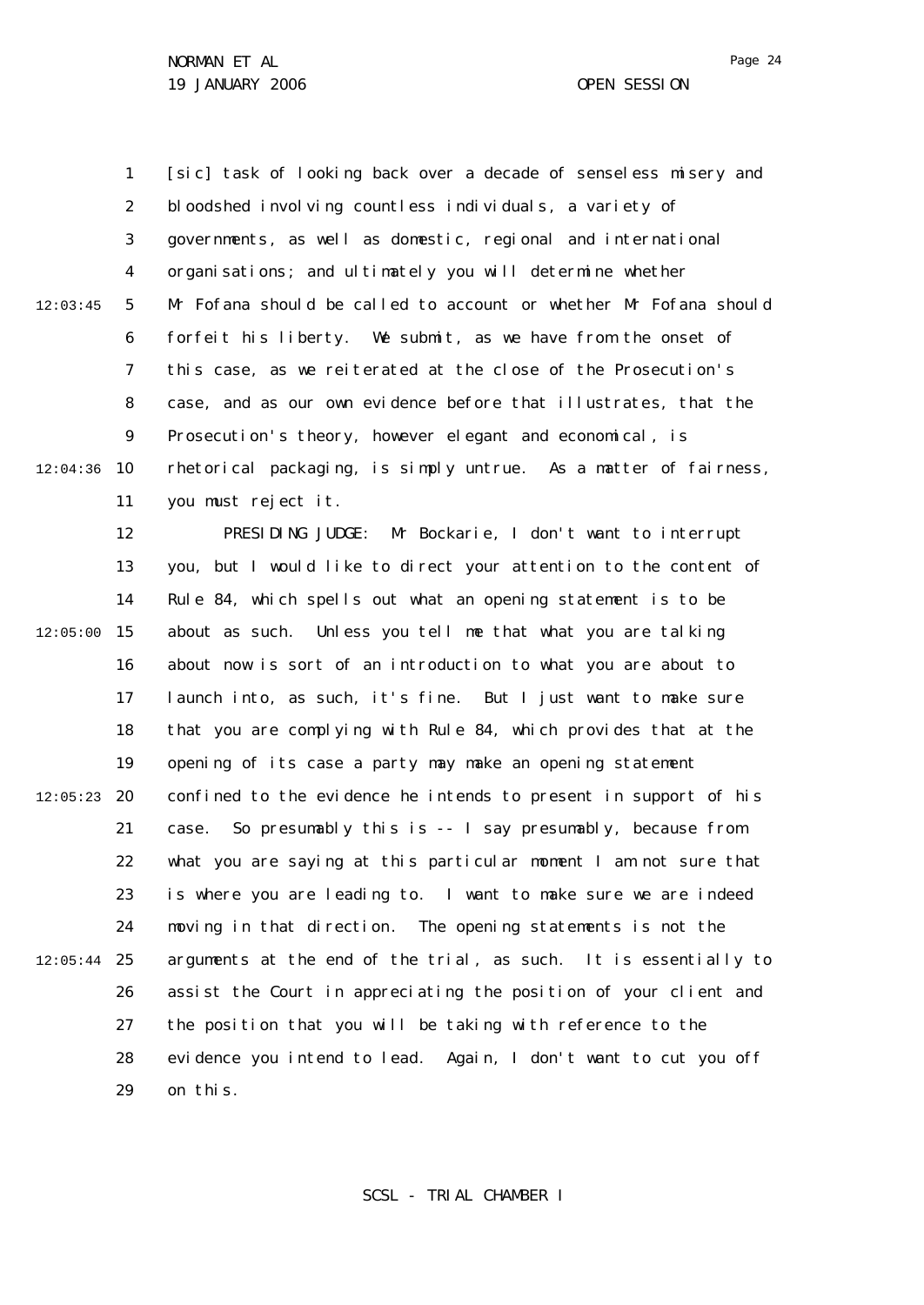[sic] task of looking back over a decade of senseless misery and bloodshed involving countless individuals, a variety of governments, as well as domestic, regional and international organisations; and ultimately you will determine whether Mr Fofana should be called to account or whether Mr Fofana should forfeit his liberty. We submit, as we have from the onset of this case, as we reiterated at the close of the Prosecution's case, and as our own evidence before that illustrates, that the Prosecution's theory, however elegant and economical, is rhetorical packaging, is simply untrue. As a matter of fairness, you must reject it.

PRESIDING JUDGE: Mr Bockarie, I don't want to interrupt you, but I would like to direct your attention to the content of Rule 84, which spells out what an opening statement is to be about as such. Unless you tell me that what you are talking about now is sort of an introduction to what you are about to launch into, as such, it's fine. But I just want to make sure that you are complying with Rule 84, which provides that at the opening of its case a party may make an opening statement confined to the evidence he intends to present in support of his case. So presumably this is -- I say presumably, because from what you are saying at this particular moment I am not sure that is where you are leading to. I want to make sure we are indeed moving in that direction. The opening statements is not the arguments at the end of the trial, as such. It is essentially to assist the Court in appreciating the position of your client and the position that you will be taking with reference to the evidence you intend to lead. Again, I don't want to cut you off on this.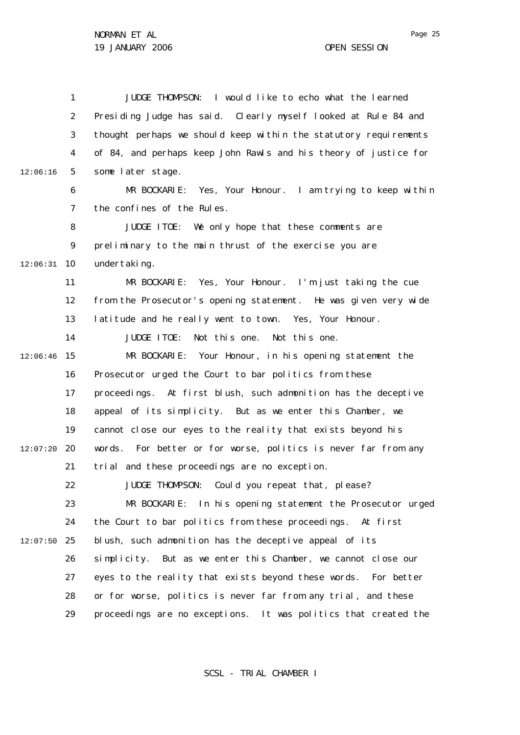JUDGE THOMPSON: I would like to echo what the learned Presiding Judge has said. Clearly myself looked at Rule 84 and thought perhaps we should keep within the statutory requirements of 84, and perhaps keep John Rawls and his theory of justice for some later stage.

MR BOCKARIE: Yes, Your Honour. I am trying to keep within the confines of the Rules.

JUDGE ITOE: We only hope that these comments are preliminary to the main thrust of the exercise you are undertaking.

MR BOCKARIE: Yes, Your Honour. I'm just taking the cue from the Prosecutor's opening statement. He was given very wide latitude and he really went to town. Yes, Your Honour.

JUDGE ITOE: Not this one. Not this one.

MR BOCKARIE: Your Honour, in his opening statement the Prosecutor urged the Court to bar politics from these proceedings. At first blush, such admonition has the deceptive appeal of its simplicity. But as we enter this Chamber, we cannot close our eyes to the reality that exists beyond his words. For better or for worse, politics is never far from any trial and these proceedings are no exception.

JUDGE THOMPSON: Could you repeat that, please?

MR BOCKARIE: In his opening statement the Prosecutor urged the Court to bar politics from these proceedings. At first blush, such admonition has the deceptive appeal of its simplicity. But as we enter this Chamber, we cannot close our eyes to the reality that exists beyond these words. For better or for worse, politics is never far from any trial, and these proceedings are no exceptions. It was politics that created the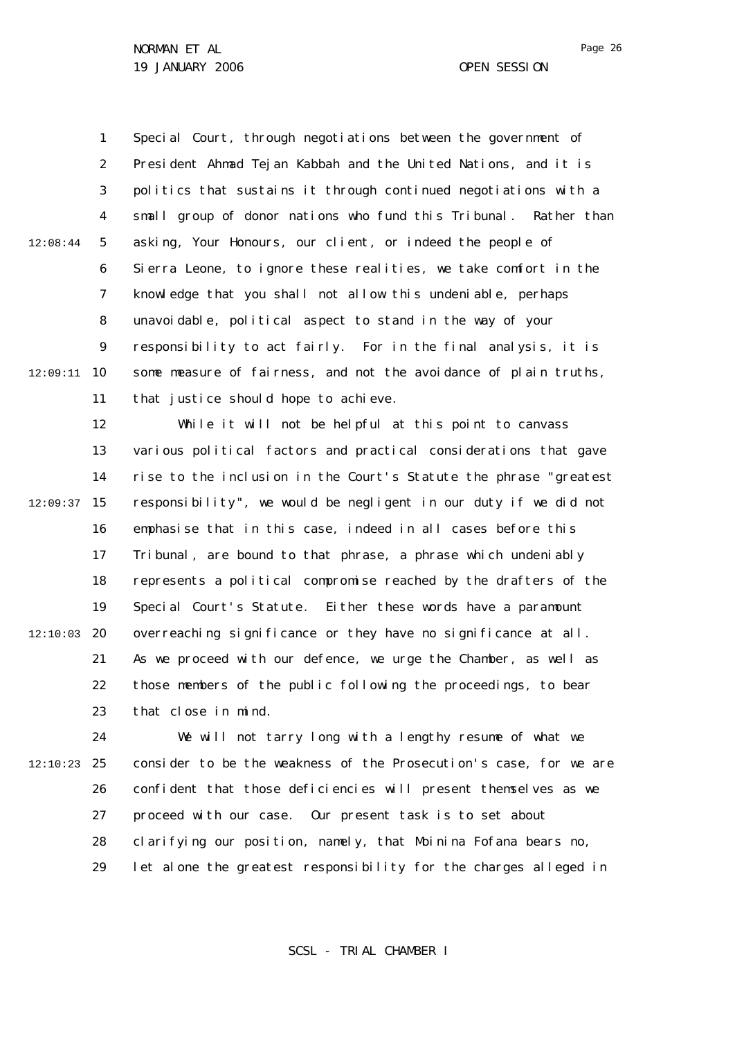Special Court, through negotiations between the government of President Ahmad Tejan Kabbah and the United Nations, and it is politics that sustains it through continued negotiations with a small group of donor nations who fund this Tribunal. Rather than asking, Your Honours, our client, or indeed the people of Sierra Leone, to ignore these realities, we take comfort in the knowledge that you shall not allow this undeniable, perhaps unavoidable, political aspect to stand in the way of your responsibility to act fairly. For in the final analysis, it is some measure of fairness, and not the avoidance of plain truths, that justice should hope to achieve.

While it will not be helpful at this point to canvass various political factors and practical considerations that gave rise to the inclusion in the Court's Statute the phrase "greatest responsibility", we would be negligent in our duty if we did not emphasise that in this case, indeed in all cases before this Tribunal, are bound to that phrase, a phrase which undeniably represents a political compromise reached by the drafters of the Special Court's Statute. Either these words have a paramount overreaching significance or they have no significance at all. As we proceed with our defence, we urge the Chamber, as well as those members of the public following the proceedings, to bear that close in mind.

We will not tarry long with a lengthy resume of what we consider to be the weakness of the Prosecution's case, for we are confident that those deficiencies will present themselves as we proceed with our case. Our present task is to set about clarifying our position, namely, that Moinina Fofana bears no, let alone the greatest responsibility for the charges alleged in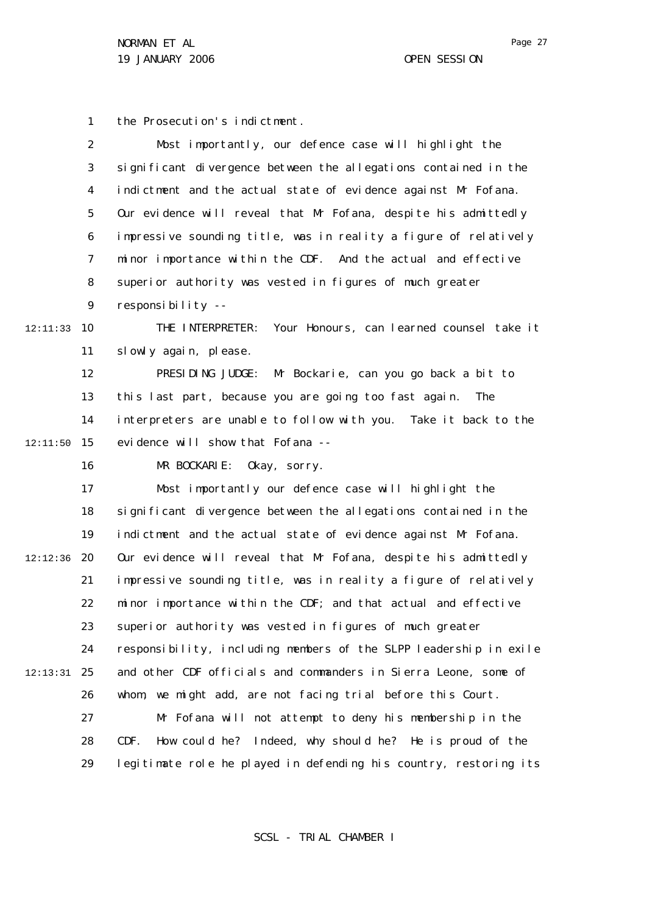the Prosecution's indictment.

Most importantly, our defence case will highlight the significant divergence between the allegations contained in the indictment and the actual state of evidence against Mr Fofana. Our evidence will reveal that Mr Fofana, despite his admittedly impressive sounding title, was in reality a figure of relatively minor importance within the CDF. And the actual and effective superior authority was vested in figures of much greater responsibility --

THE INTERPRETER: Your Honours, can learned counsel take it slowly again, please.

PRESIDING JUDGE: Mr Bockarie, can you go back a bit to this last part, because you are going too fast again. The interpreters are unable to follow with you. Take it back to the evidence will show that Fofana --

MR BOCKARIE: Okay, sorry.

Most importantly our defence case will highlight the significant divergence between the allegations contained in the indictment and the actual state of evidence against Mr Fofana. Our evidence will reveal that Mr Fofana, despite his admittedly impressive sounding title, was in reality a figure of relatively minor importance within the CDF; and that actual and effective superior authority was vested in figures of much greater responsibility, including members of the SLPP leadership in exile and other CDF officials and commanders in Sierra Leone, some of whom, we might add, are not facing trial before this Court.

Mr Fofana will not attempt to deny his membership in the CDF. How could he? Indeed, why should he? He is proud of the legitimate role he played in defending his country, restoring its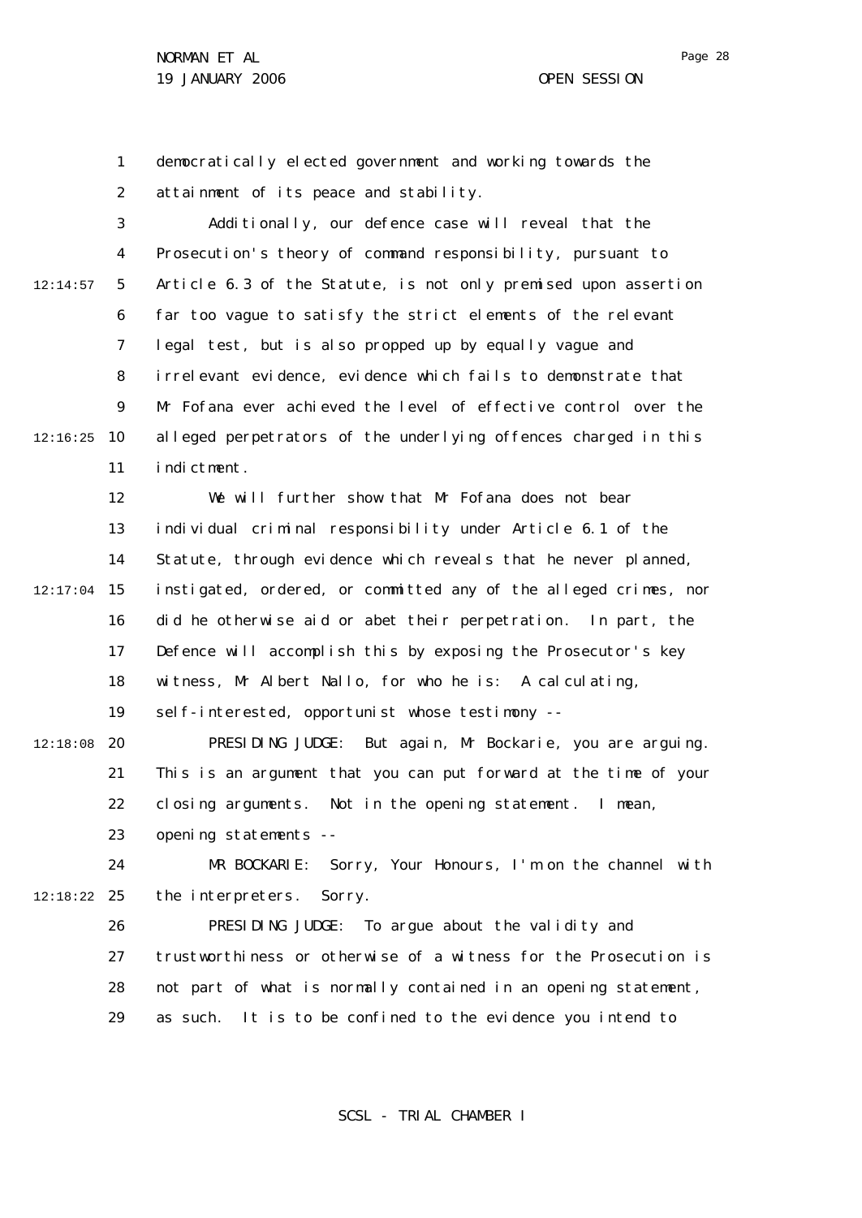democratically elected government and working towards the attainment of its peace and stability.

Additionally, our defence case will reveal that the Prosecution's theory of command responsibility, pursuant to Article 6.3 of the Statute, is not only premised upon assertion far too vague to satisfy the strict elements of the relevant legal test, but is also propped up by equally vague and irrelevant evidence, evidence which fails to demonstrate that Mr Fofana ever achieved the level of effective control over the alleged perpetrators of the underlying offences charged in this indictment.

We will further show that Mr Fofana does not bear individual criminal responsibility under Article 6.1 of the Statute, through evidence which reveals that he never planned, instigated, ordered, or committed any of the alleged crimes, nor did he otherwise aid or abet their perpetration. In part, the Defence will accomplish this by exposing the Prosecutor's key witness, Mr Albert Nallo, for who he is: A calculating, self-interested, opportunist whose testimony --

PRESIDING JUDGE: But again, Mr Bockarie, you are arguing. This is an argument that you can put forward at the time of your closing arguments. Not in the opening statement. I mean, opening statements --

MR BOCKARIE: Sorry, Your Honours, I'm on the channel with the interpreters. Sorry.

PRESIDING JUDGE: To argue about the validity and trustworthiness or otherwise of a witness for the Prosecution is not part of what is normally contained in an opening statement, as such. It is to be confined to the evidence you intend to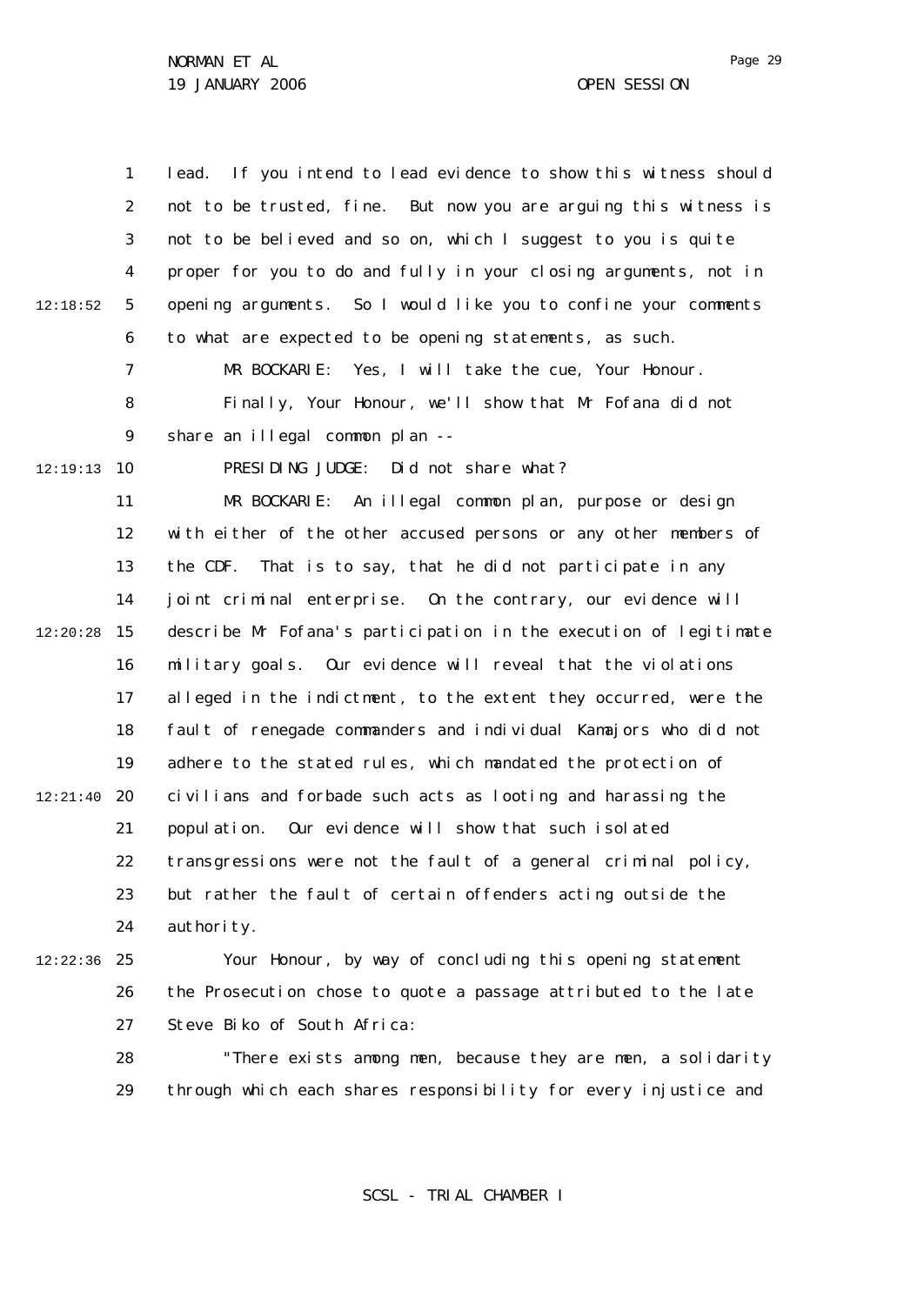lead. If you intend to lead evidence to show this witness should not to be trusted, fine. But now you are arguing this witness is not to be believed and so on, which I suggest to you is quite proper for you to do and fully in your closing arguments, not in opening arguments. So I would like you to confine your comments to what are expected to be opening statements, as such.

MR BOCKARIE: Yes, I will take the cue, Your Honour.

Finally, Your Honour, we'll show that Mr Fofana did not share an illegal common plan --

PRESIDING JUDGE: Did not share what?

MR BOCKARIE: An illegal common plan, purpose or design with either of the other accused persons or any other members of the CDF. That is to say, that he did not participate in any joint criminal enterprise. On the contrary, our evidence will describe Mr Fofana's participation in the execution of legitimate military goals. Our evidence will reveal that the violations alleged in the indictment, to the extent they occurred, were the fault of renegade commanders and individual Kamajors who did not adhere to the stated rules, which mandated the protection of civilians and forbade such acts as looting and harassing the population. Our evidence will show that such isolated transgressions were not the fault of a general criminal policy, but rather the fault of certain offenders acting outside the authority.

Your Honour, by way of concluding this opening statement the Prosecution chose to quote a passage attributed to the late Steve Biko of South Africa:

"There exists among men, because they are men, a solidarity through which each shares responsibility for every injustice and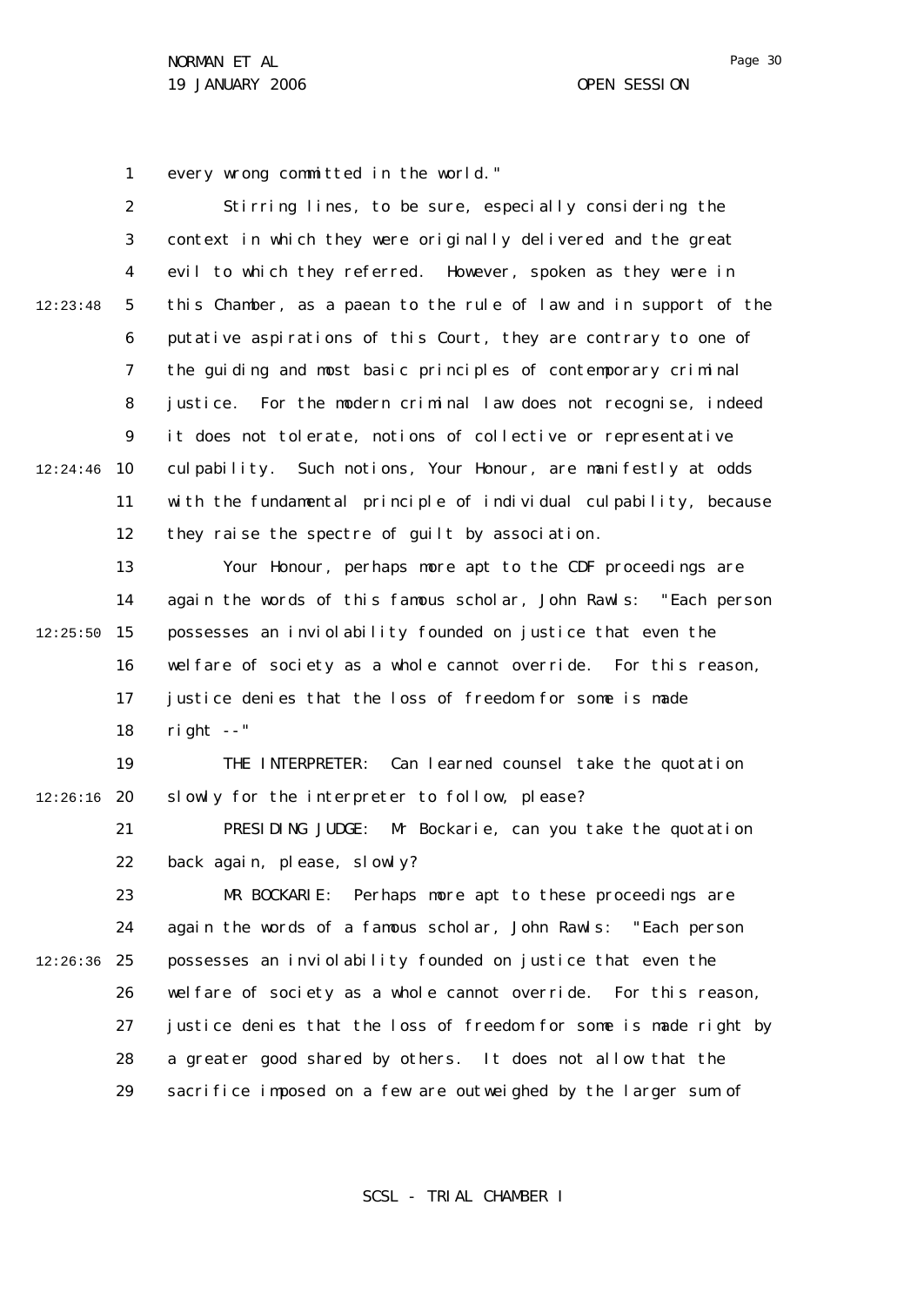every wrong committed in the world."

Stirring lines, to be sure, especially considering the context in which they were originally delivered and the great evil to which they referred. However, spoken as they were in this Chamber, as a paean to the rule of law and in support of the putative aspirations of this Court, they are contrary to one of the guiding and most basic principles of contemporary criminal justice. For the modern criminal law does not recognise, indeed it does not tolerate, notions of collective or representative culpability. Such notions, Your Honour, are manifestly at odds with the fundamental principle of individual culpability, because they raise the spectre of guilt by association.

Your Honour, perhaps more apt to the CDF proceedings are again the words of this famous scholar, John Rawls: "Each person possesses an inviolability founded on justice that even the welfare of society as a whole cannot override. For this reason, justice denies that the loss of freedom for some is made right --"

THE INTERPRETER: Can learned counsel take the quotation slowly for the interpreter to follow, please?

PRESIDING JUDGE: Mr Bockarie, can you take the quotation back again, please, slowly?

MR BOCKARIE: Perhaps more apt to these proceedings are again the words of a famous scholar, John Rawls: "Each person possesses an inviolability founded on justice that even the welfare of society as a whole cannot override. For this reason, justice denies that the loss of freedom for some is made right by a greater good shared by others. It does not allow that the sacrifice imposed on a few are outweighed by the larger sum of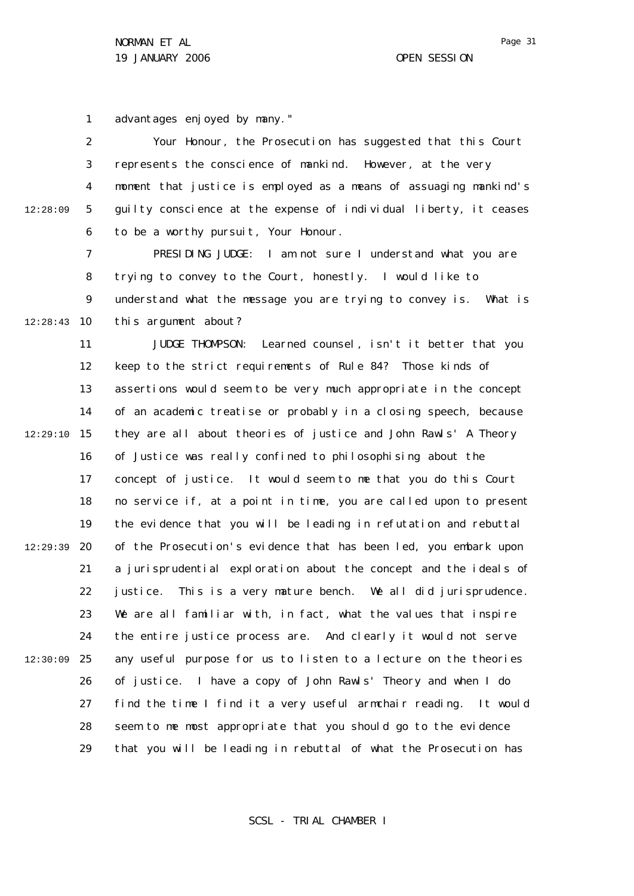advantages enjoyed by many."

Your Honour, the Prosecution has suggested that this Court represents the conscience of mankind. However, at the very moment that justice is employed as a means of assuaging mankind's guilty conscience at the expense of individual liberty, it ceases to be a worthy pursuit, Your Honour.

PRESIDING JUDGE: I am not sure I understand what you are trying to convey to the Court, honestly. I would like to understand what the message you are trying to convey is. What is this argument about?

JUDGE THOMPSON: Learned counsel, isn't it better that you keep to the strict requirements of Rule 84? Those kinds of assertions would seem to be very much appropriate in the concept of an academic treatise or probably in a closing speech, because they are all about theories of justice and John Rawls' A Theory of Justice was really confined to philosophising about the concept of justice. It would seem to me that you do this Court no service if, at a point in time, you are called upon to present the evidence that you will be leading in refutation and rebuttal of the Prosecution's evidence that has been led, you embark upon a jurisprudential exploration about the concept and the ideals of justice. This is a very mature bench. We all did jurisprudence. We are all familiar with, in fact, what the values that inspire the entire justice process are. And clearly it would not serve any useful purpose for us to listen to a lecture on the theories of justice. I have a copy of John Rawls' Theory and when I do find the time I find it a very useful armchair reading. It would seem to me most appropriate that you should go to the evidence that you will be leading in rebuttal of what the Prosecution has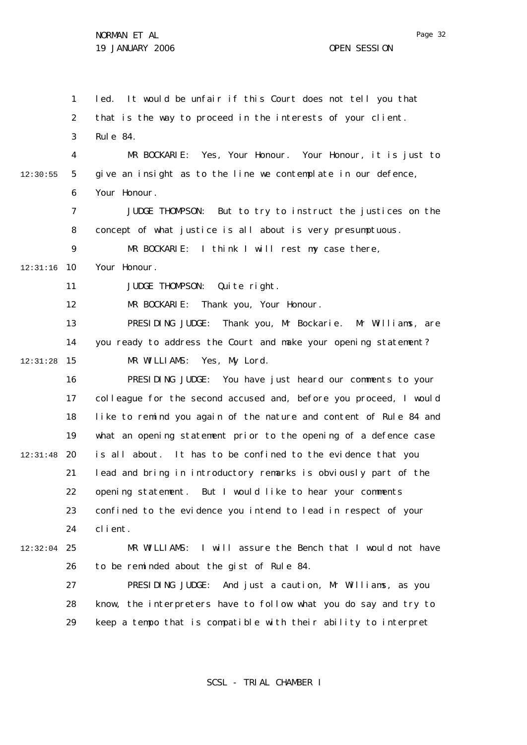led. It would be unfair if this Court does not tell you that that is the way to proceed in the interests of your client. Rule 84.

MR BOCKARIE: Yes, Your Honour. Your Honour, it is just to give an insight as to the line we contemplate in our defence, Your Honour.

JUDGE THOMPSON: But to try to instruct the justices on the concept of what justice is all about is very presumptuous.

MR BOCKARIE: I think I will rest my case there, Your Honour.

JUDGE THOMPSON: Quite right.

MR BOCKARIE: Thank you, Your Honour.

PRESIDING JUDGE: Thank you, Mr Bockarie. Mr Williams, are you ready to address the Court and make your opening statement?

MR WILLIAMS: Yes, My Lord.

PRESIDING JUDGE: You have just heard our comments to your colleague for the second accused and, before you proceed, I would like to remind you again of the nature and content of Rule 84 and what an opening statement prior to the opening of a defence case is all about. It has to be confined to the evidence that you lead and bring in introductory remarks is obviously part of the opening statement. But I would like to hear your comments confined to the evidence you intend to lead in respect of your client.

MR WILLIAMS: I will assure the Bench that I would not have to be reminded about the gist of Rule 84.

PRESIDING JUDGE: And just a caution, Mr Williams, as you know, the interpreters have to follow what you do say and try to keep a tempo that is compatible with their ability to interpret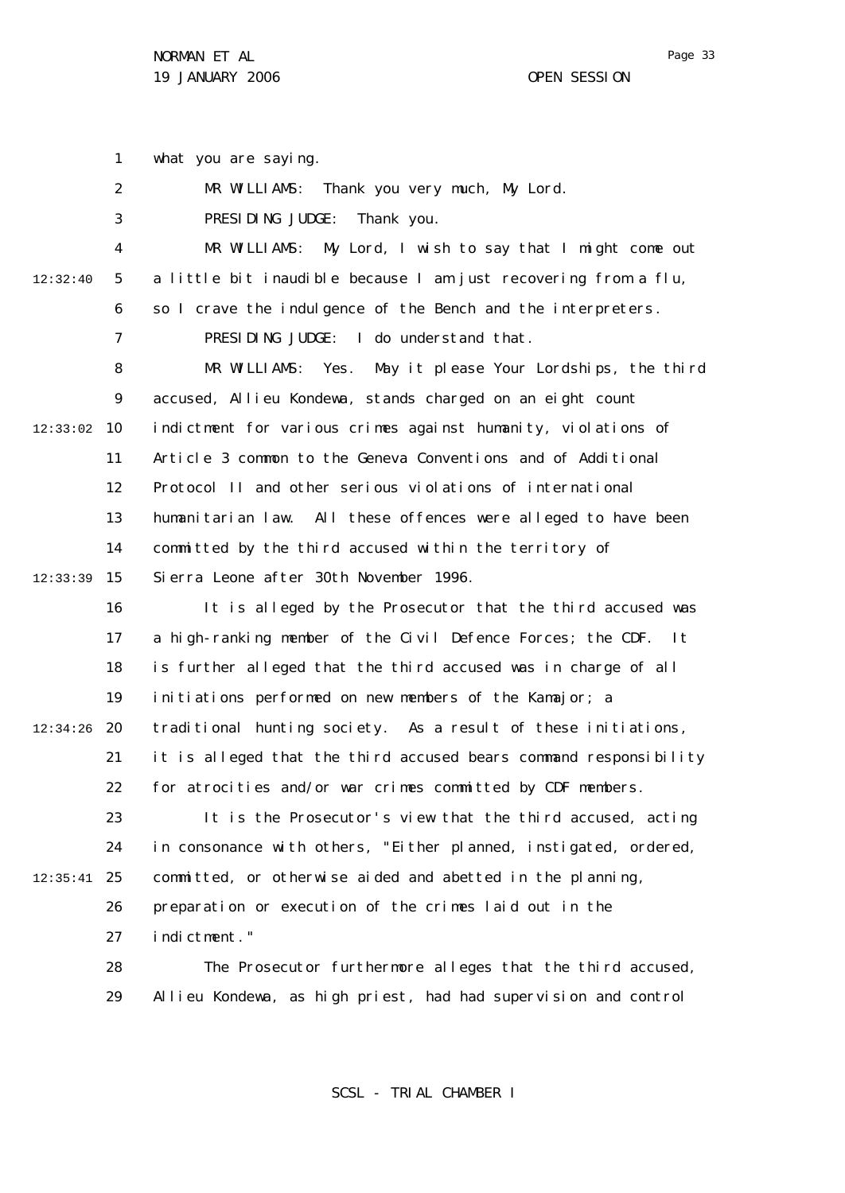what you are saying.

MR WILLIAMS: Thank you very much, My Lord.

PRESIDING JUDGE: Thank you.

MR WILLIAMS: My Lord, I wish to say that I might come out a little bit inaudible because I am just recovering from a flu, so I crave the indulgence of the Bench and the interpreters.

PRESIDING JUDGE: I do understand that.

MR WILLIAMS: Yes. May it please Your Lordships, the third accused, Allieu Kondewa, stands charged on an eight count indictment for various crimes against humanity, violations of Article 3 common to the Geneva Conventions and of Additional Protocol II and other serious violations of international humanitarian law. All these offences were alleged to have been committed by the third accused within the territory of Sierra Leone after 30th November 1996.

It is alleged by the Prosecutor that the third accused was a high-ranking member of the Civil Defence Forces; the CDF. It is further alleged that the third accused was in charge of all initiations performed on new members of the Kamajor; a traditional hunting society. As a result of these initiations, it is alleged that the third accused bears command responsibility for atrocities and/or war crimes committed by CDF members.

It is the Prosecutor's view that the third accused, acting in consonance with others, "Either planned, instigated, ordered, committed, or otherwise aided and abetted in the planning, preparation or execution of the crimes laid out in the indictment."

The Prosecutor furthermore alleges that the third accused, Allieu Kondewa, as high priest, had had supervision and control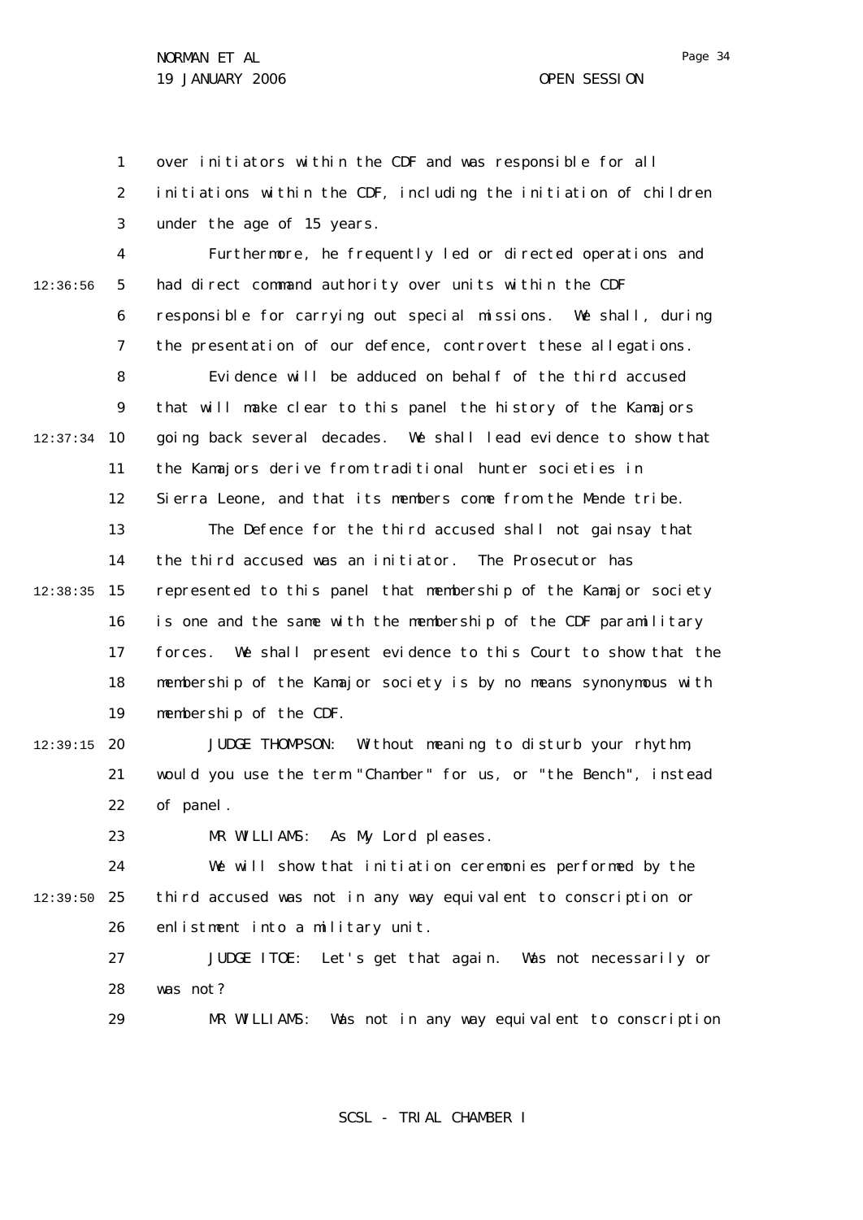over initiators within the CDF and was responsible for all initiations within the CDF, including the initiation of children under the age of 15 years.

Furthermore, he frequently led or directed operations and had direct command authority over units within the CDF responsible for carrying out special missions. We shall, during the presentation of our defence, controvert these allegations.

Evidence will be adduced on behalf of the third accused that will make clear to this panel the history of the Kamajors going back several decades. We shall lead evidence to show that the Kamajors derive from traditional hunter societies in Sierra Leone, and that its members come from the Mende tribe.

The Defence for the third accused shall not gainsay that the third accused was an initiator. The Prosecutor has represented to this panel that membership of the Kamajor society is one and the same with the membership of the CDF paramilitary forces. We shall present evidence to this Court to show that the membership of the Kamajor society is by no means synonymous with membership of the CDF.

JUDGE THOMPSON: Without meaning to disturb your rhythm, would you use the term "Chamber" for us, or "the Bench", instead of panel.

MR WILLIAMS: As My Lord pleases.

We will show that initiation ceremonies performed by the third accused was not in any way equivalent to conscription or enlistment into a military unit.

JUDGE ITOE: Let's get that again. Was not necessarily or was not?

MR WILLIAMS: Was not in any way equivalent to conscription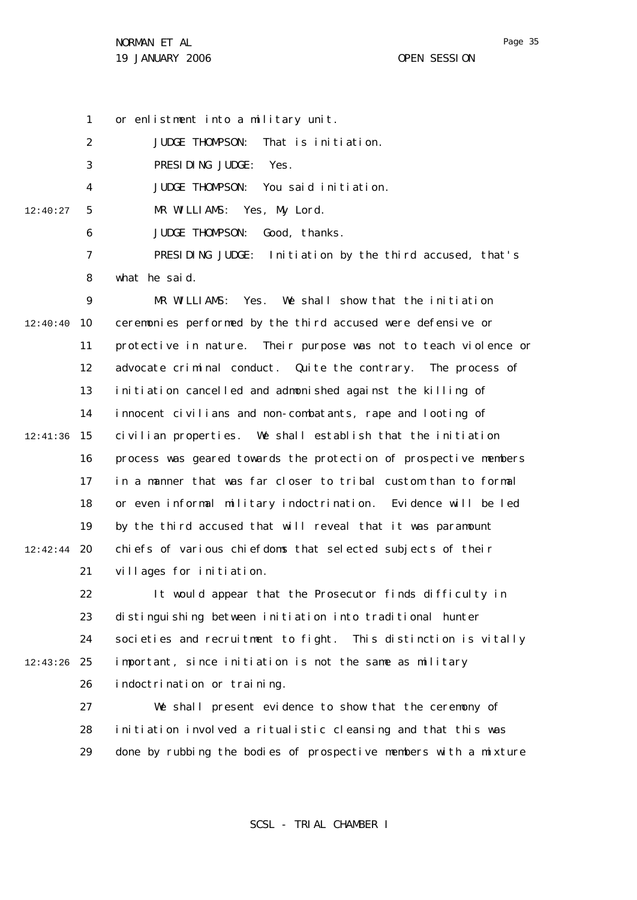or enlistment into a military unit.

JUDGE THOMPSON: That is initiation.

PRESIDING JUDGE: Yes.

JUDGE THOMPSON: You said initiation.

MR WILLIAMS: Yes, My Lord.

JUDGE THOMPSON: Good, thanks.

PRESIDING JUDGE: Initiation by the third accused, that's what he said.

MR WILLIAMS: Yes. We shall show that the initiation ceremonies performed by the third accused were defensive or protective in nature. Their purpose was not to teach violence or advocate criminal conduct. Quite the contrary. The process of initiation cancelled and admonished against the killing of innocent civilians and non-combatants, rape and looting of civilian properties. We shall establish that the initiation process was geared towards the protection of prospective members in a manner that was far closer to tribal custom than to formal or even informal military indoctrination. Evidence will be led by the third accused that will reveal that it was paramount chiefs of various chiefdoms that selected subjects of their villages for initiation.

It would appear that the Prosecutor finds difficulty in distinguishing between initiation into traditional hunter societies and recruitment to fight. This distinction is vitally important, since initiation is not the same as military indoctrination or training.

We shall present evidence to show that the ceremony of initiation involved a ritualistic cleansing and that this was done by rubbing the bodies of prospective members with a mixture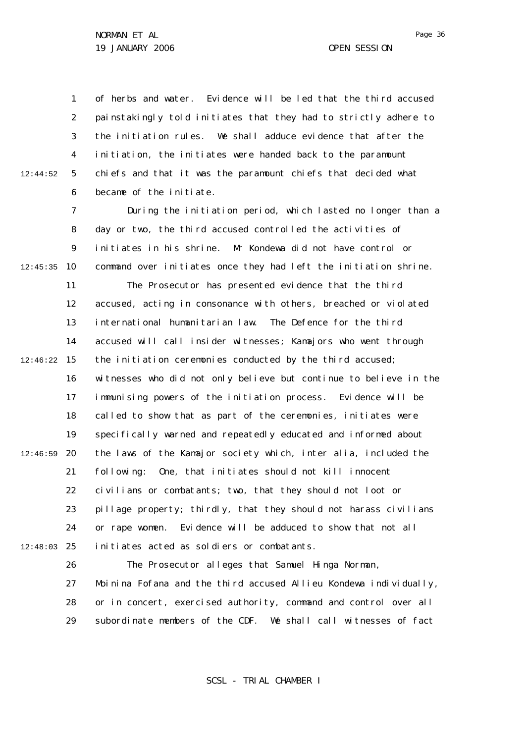of herbs and water. Evidence will be led that the third accused painstakingly told initiates that they had to strictly adhere to the initiation rules. We shall adduce evidence that after the initiation, the initiates were handed back to the paramount chiefs and that it was the paramount chiefs that decided what became of the initiate.

During the initiation period, which lasted no longer than a day or two, the third accused controlled the activities of initiates in his shrine. Mr Kondewa did not have control or command over initiates once they had left the initiation shrine.

The Prosecutor has presented evidence that the third accused, acting in consonance with others, breached or violated international humanitarian law. The Defence for the third accused will call insider witnesses; Kamajors who went through the initiation ceremonies conducted by the third accused; witnesses who did not only believe but continue to believe in the immunising powers of the initiation process. Evidence will be called to show that as part of the ceremonies, initiates were specifically warned and repeatedly educated and informed about the laws of the Kamajor society which, inter alia, included the following: One, that initiates should not kill innocent civilians or combatants; two, that they should not loot or pillage property; thirdly, that they should not harass civilians or rape women. Evidence will be adduced to show that not all initiates acted as soldiers or combatants.

The Prosecutor alleges that Samuel Hinga Norman, Moinina Fofana and the third accused Allieu Kondewa individually, or in concert, exercised authority, command and control over all subordinate members of the CDF. We shall call witnesses of fact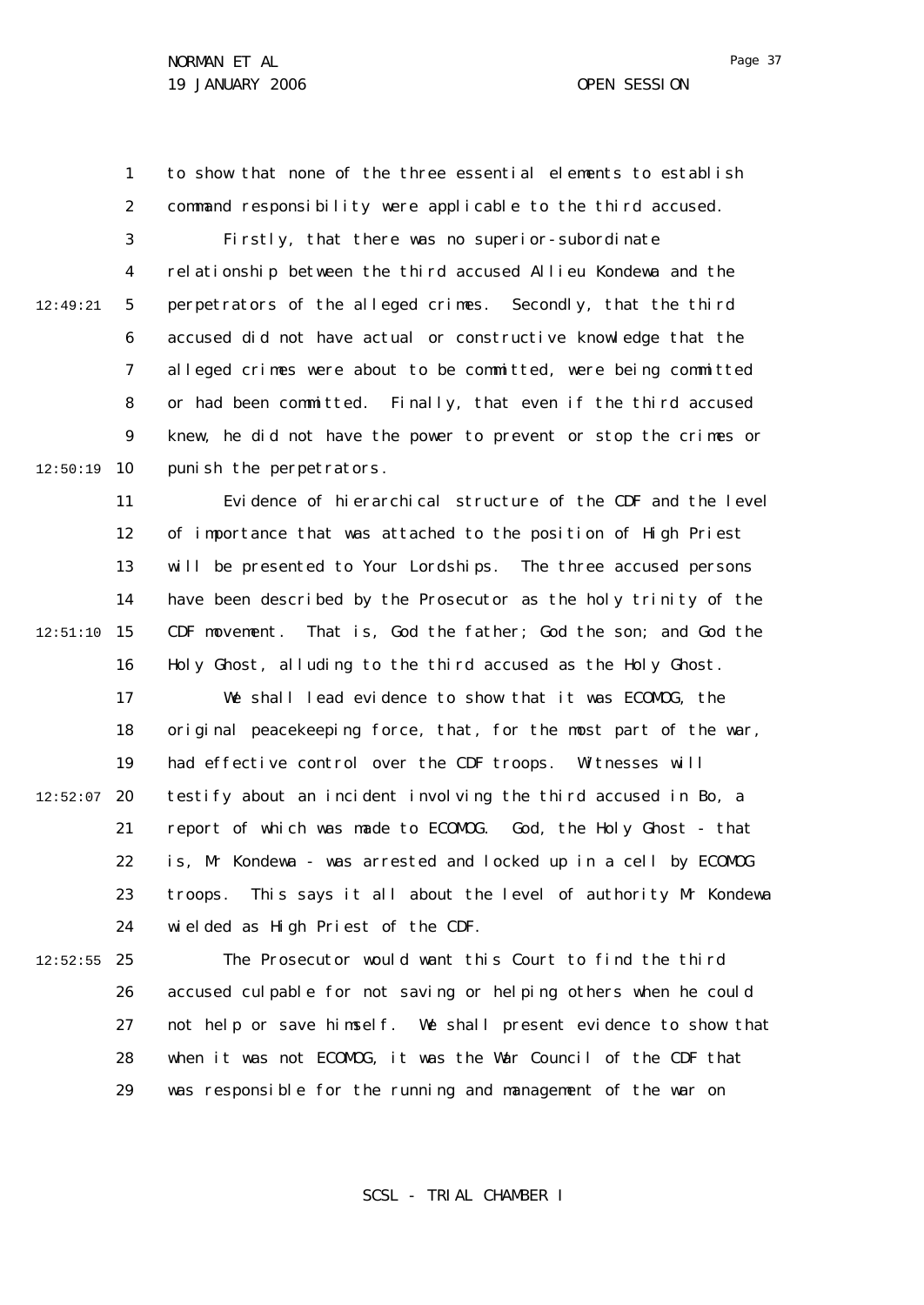to show that none of the three essential elements to establish command responsibility were applicable to the third accused.

Firstly, that there was no superior-subordinate relationship between the third accused Allieu Kondewa and the perpetrators of the alleged crimes. Secondly, that the third accused did not have actual or constructive knowledge that the alleged crimes were about to be committed, were being committed or had been committed. Finally, that even if the third accused knew, he did not have the power to prevent or stop the crimes or punish the perpetrators.

Evidence of hierarchical structure of the CDF and the level of importance that was attached to the position of High Priest will be presented to Your Lordships. The three accused persons have been described by the Prosecutor as the holy trinity of the CDF movement. That is, God the father; God the son; and God the Holy Ghost, alluding to the third accused as the Holy Ghost.

We shall lead evidence to show that it was ECOMOG, the original peacekeeping force, that, for the most part of the war, had effective control over the CDF troops. Witnesses will testify about an incident involving the third accused in Bo, a report of which was made to ECOMOG. God, the Holy Ghost - that is, Mr Kondewa - was arrested and locked up in a cell by ECOMOG troops. This says it all about the level of authority Mr Kondewa wielded as High Priest of the CDF.

The Prosecutor would want this Court to find the third accused culpable for not saving or helping others when he could not help or save himself. We shall present evidence to show that when it was not ECOMOG, it was the War Council of the CDF that was responsible for the running and management of the war on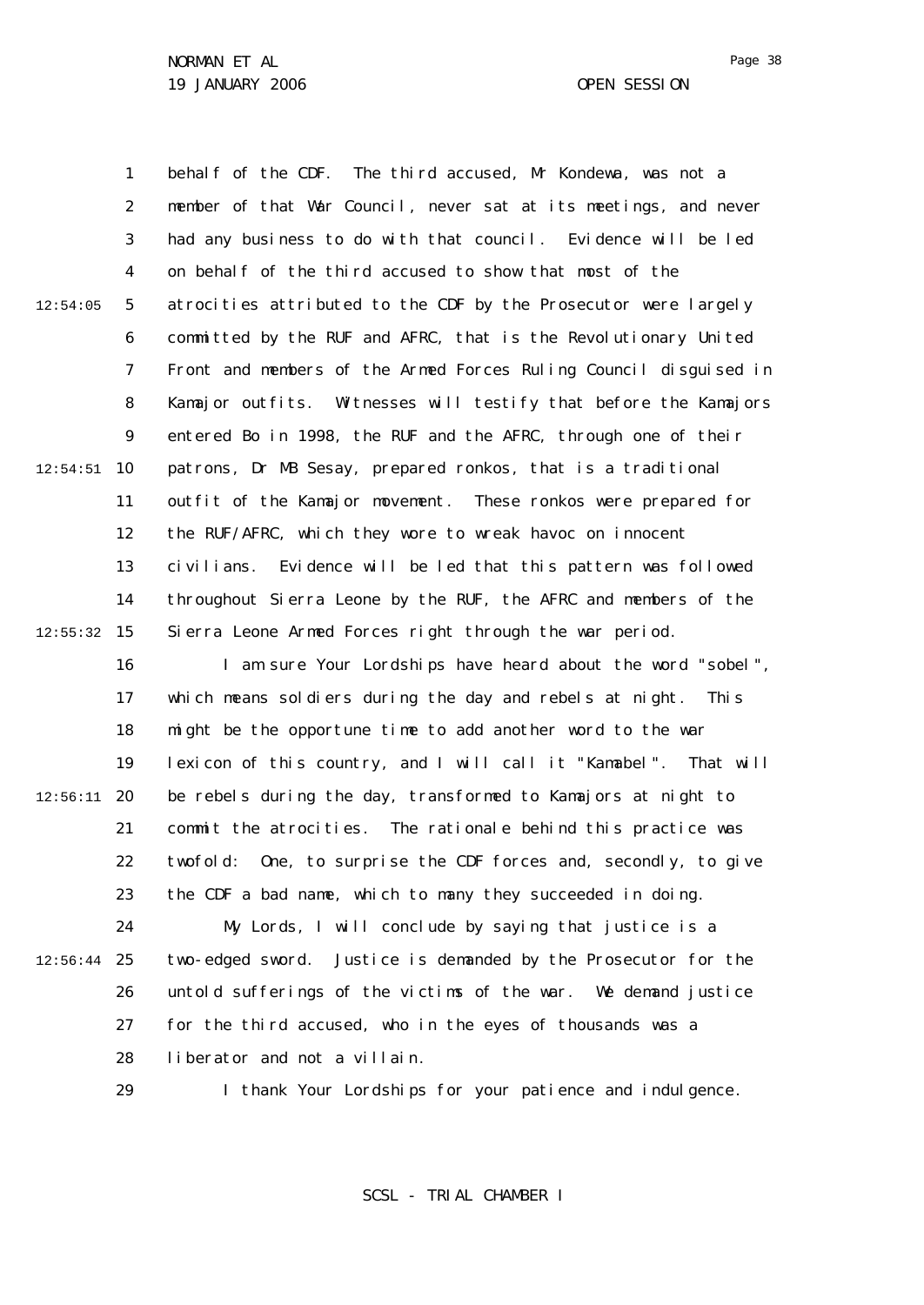behalf of the CDF. The third accused, Mr Kondewa, was not a member of that War Council, never sat at its meetings, and never had any business to do with that council. Evidence will be led on behalf of the third accused to show that most of the atrocities attributed to the CDF by the Prosecutor were largely committed by the RUF and AFRC, that is the Revolutionary United Front and members of the Armed Forces Ruling Council disguised in Kamajor outfits. Witnesses will testify that before the Kamajors entered Bo in 1998, the RUF and the AFRC, through one of their patrons, Dr MB Sesay, prepared ronkos, that is a traditional outfit of the Kamajor movement. These ronkos were prepared for the RUF/AFRC, which they wore to wreak havoc on innocent civilians. Evidence will be led that this pattern was followed throughout Sierra Leone by the RUF, the AFRC and members of the Sierra Leone Armed Forces right through the war period.

I am sure Your Lordships have heard about the word "sobel", which means soldiers during the day and rebels at night. This might be the opportune time to add another word to the war lexicon of this country, and I will call it "Kamabel". That will be rebels during the day, transformed to Kamajors at night to commit the atrocities. The rationale behind this practice was twofold: One, to surprise the CDF forces and, secondly, to give the CDF a bad name, which to many they succeeded in doing.

My Lords, I will conclude by saying that justice is a two-edged sword. Justice is demanded by the Prosecutor for the untold sufferings of the victims of the war. We demand justice for the third accused, who in the eyes of thousands was a liberator and not a villain.

I thank Your Lordships for your patience and indulgence.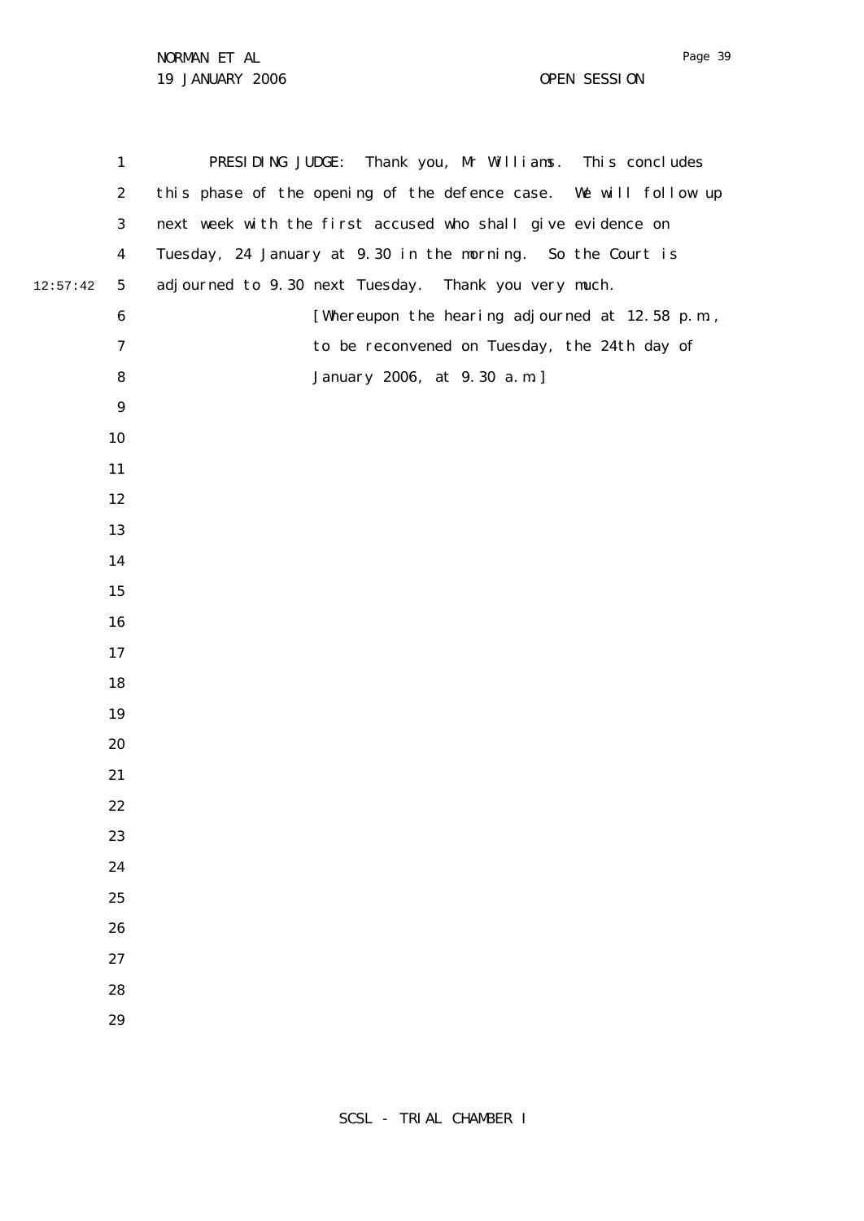PRESIDING JUDGE: Thank you, Mr Williams. This concludes this phase of the opening of the defence case. We will follow up next week with the first accused who shall give evidence on Tuesday, 24 January at 9.30 in the morning. So the Court is adjourned to 9.30 next Tuesday. Thank you very much.

[Whereupon the hearing adjourned at 12.58 p.m., to be reconvened on Tuesday, the 24th day of January 2006, at 9.30 a.m.]